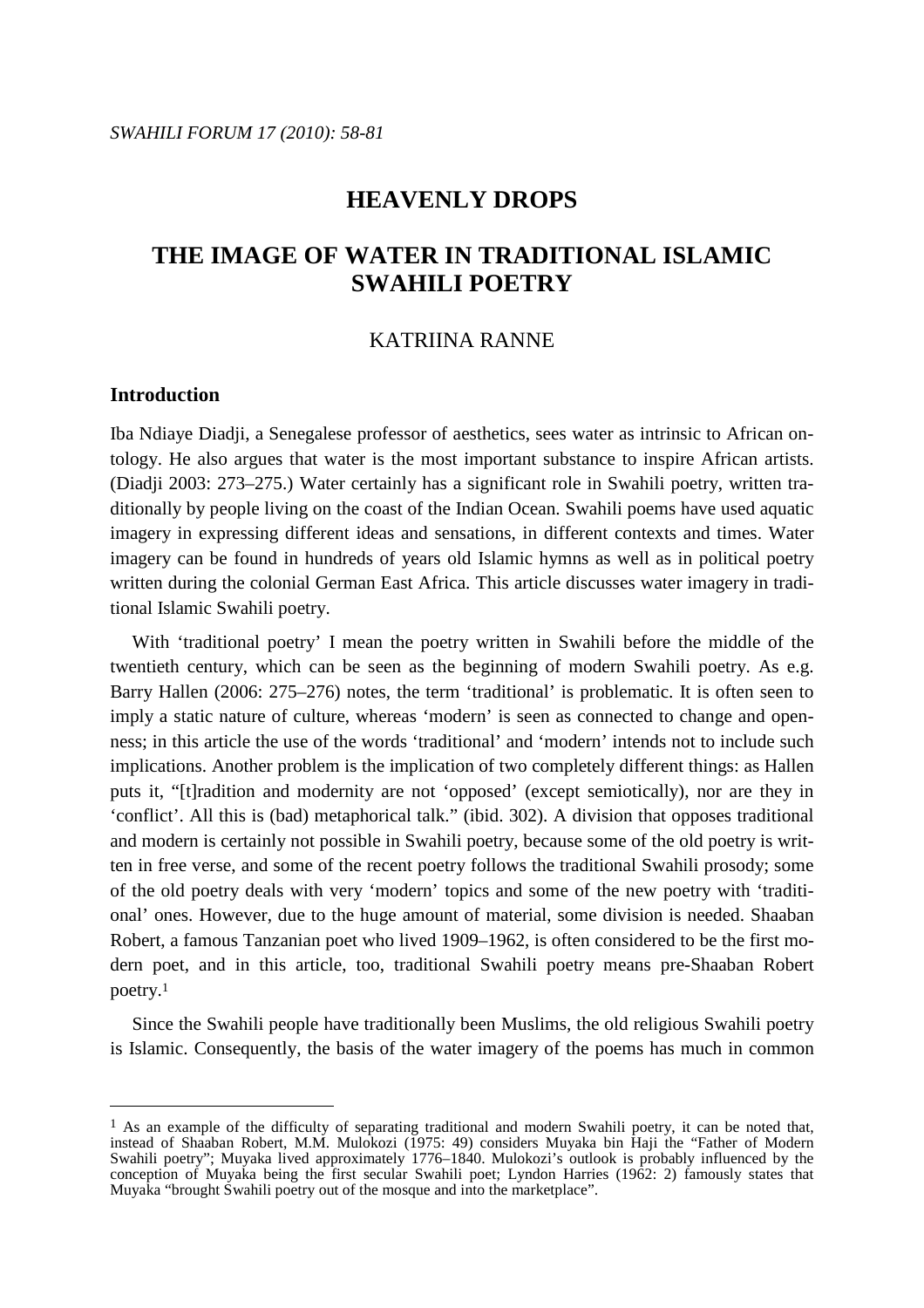*SWAHILI FORUM 17 (2010): 58-81*

# HEAVENLY DROPS

# THE IMAGE OF WATER IN TRADITIONAL ISLAMIC SWAHILI POETRY

KATRIINA RANNE

## Introduction

Iba Ndiaye Diadji, a Senegalese professor of aesthetics, sees water as intrinsic to African ontology. He also argues that water is the most important substance to inspire African artists. (Diadji 2003: 273–275.) Water certainly has a significant role in Swahili poetry, written traditionally by people living on the coast of the Indian Ocean. Swahili poems have used aquatic imagery in expressing different ideas and sensations, in different contexts and times. Water imagery can be found in hundreds of years old Islamic hymns as well as in political poetry written during the colonial German East Africa. This article discusses water imagery in traditional Islamic Swahili poetry.

With 'traditional poetry' I mean the poetry written in Swahili before the middle of the twentieth century, which can be seen as the beginning of modern Swahili poetry. As e.g. Barry Hallen (2006: 275–276) notes, the term 'traditional' is problematic. It is often seen to imply a static nature of culture, whereas 'modern' is seen as connected to change and openness; in this article the use of the words 'traditional' and 'modern' intends not to include such implications. Another problem is the implication of two completely different things: as Hallen puts it, "[t]radition and modernity are not 'opposed' (except semiotically), nor are they in 'conflict'. All this is (bad) metaphorical talk." (ibid. 302). A division that opposes traditional and modern is certainly not possible in Swahili poetry, because some of the old poetry is written in free verse, and some of the recent poetry follows the traditional Swahili prosody; some of the old poetry deals with very 'modern' topics and some of the new poetry with 'traditional' ones. However, due to the huge amount of material, some division is needed. Shaaban Robert, a famous Tanzanian poet who lived 1909–1962, is often considered to be the first modern poet, and in this article, too, traditional Swahili poetry means pre-Shaaban Robert poetry.[1]

Since the Swahili people have traditionally been Muslims, the old religious Swahili poetry is Islamic. Consequently, the basis of the water imagery of the poems has much in common

---

[1] As an example of the difficulty of separating traditional and modern Swahili poetry, it can be noted that, instead of Shaaban Robert, M.M. Mulokozi (1975: 49) considers Muyaka bin Haji the "Father of Modern Swahili poetry"; Muyaka lived approximately 1776–1840. Mulokozi's outlook is probably influenced by the conception of Muyaka being the first secular Swahili poet; Lyndon Harries (1962: 2) famously states that Muyaka "brought Swahili poetry out of the mosque and into the marketplace".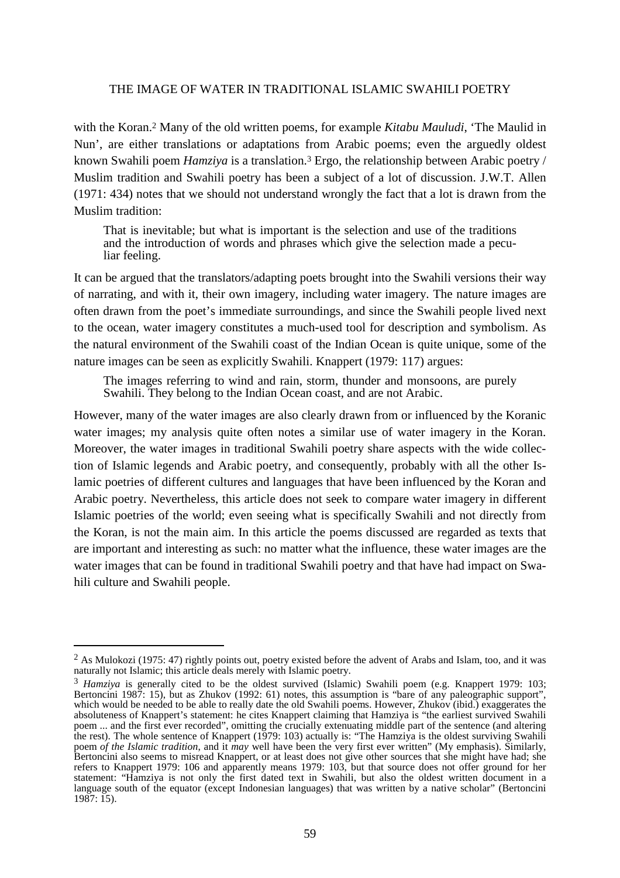with the Koran.[2] Many of the old written poems, for example *Kitabu Mauludi*, 'The Maulid in Nun', are either translations or adaptations from Arabic poems; even the arguedly oldest known Swahili poem *Hamziya* is a translation.[3] Ergo, the relationship between Arabic poetry / Muslim tradition and Swahili poetry has been a subject of a lot of discussion. J.W.T. Allen (1971: 434) notes that we should not understand wrongly the fact that a lot is drawn from the Muslim tradition:

> That is inevitable; but what is important is the selection and use of the traditions and the introduction of words and phrases which give the selection made a peculiar feeling.

It can be argued that the translators/adapting poets brought into the Swahili versions their way of narrating, and with it, their own imagery, including water imagery. The nature images are often drawn from the poet's immediate surroundings, and since the Swahili people lived next to the ocean, water imagery constitutes a much-used tool for description and symbolism. As the natural environment of the Swahili coast of the Indian Ocean is quite unique, some of the nature images can be seen as explicitly Swahili. Knappert (1979: 117) argues:

> The images referring to wind and rain, storm, thunder and monsoons, are purely Swahili. They belong to the Indian Ocean coast, and are not Arabic.

However, many of the water images are also clearly drawn from or influenced by the Koranic water images; my analysis quite often notes a similar use of water imagery in the Koran. Moreover, the water images in traditional Swahili poetry share aspects with the wide collection of Islamic legends and Arabic poetry, and consequently, probably with all the other Islamic poetries of different cultures and languages that have been influenced by the Koran and Arabic poetry. Nevertheless, this article does not seek to compare water imagery in different Islamic poetries of the world; even seeing what is specifically Swahili and not directly from the Koran, is not the main aim. In this article the poems discussed are regarded as texts that are important and interesting as such: no matter what the influence, these water images are the water images that can be found in traditional Swahili poetry and that have had impact on Swahili culture and Swahili people.

---

[2] As Mulokozi (1975: 47) rightly points out, poetry existed before the advent of Arabs and Islam, too, and it was naturally not Islamic; this article deals merely with Islamic poetry.

[3] *Hamziya* is generally cited to be the oldest survived (Islamic) Swahili poem (e.g. Knappert 1979: 103; Bertoncini 1987: 15), but as Zhukov (1992: 61) notes, this assumption is "bare of any paleographic support", which would be needed to be able to really date the old Swahili poems. However, Zhukov (ibid.) exaggerates the absoluteness of Knappert's statement: he cites Knappert claiming that Hamziya is "the earliest survived Swahili poem ... and the first ever recorded", omitting the crucially extenuating middle part of the sentence (and altering the rest). The whole sentence of Knappert (1979: 103) actually is: "The Hamziya is the oldest surviving Swahili poem *of the Islamic tradition*, and it *may* well have been the very first ever written" (My emphasis). Similarly, Bertoncini also seems to misread Knappert, or at least does not give other sources that she might have had; she refers to Knappert 1979: 106 and apparently means 1979: 103, but that source does not offer ground for her statement: "Hamziya is not only the first dated text in Swahili, but also the oldest written document in a language south of the equator (except Indonesian languages) that was written by a native scholar" (Bertoncini 1987: 15).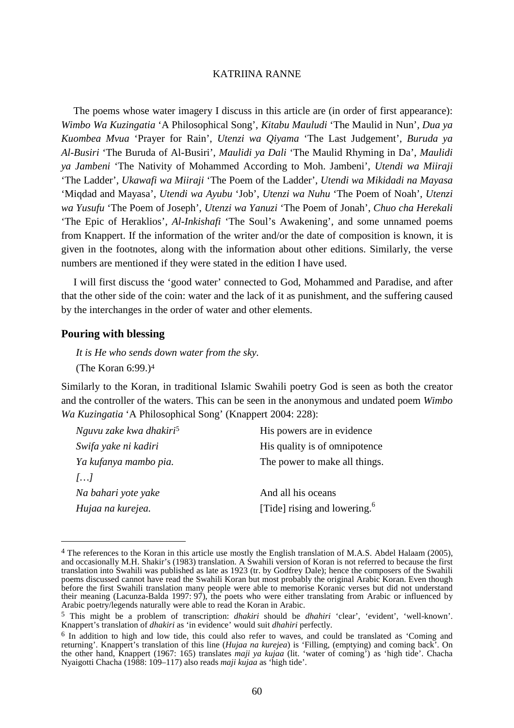The poems whose water imagery I discuss in this article are (in order of first appearance): *Wimbo Wa Kuzingatia* 'A Philosophical Song', *Kitabu Mauludi* 'The Maulid in Nun', *Dua ya Kuombea Mvua* 'Prayer for Rain', *Utenzi wa Qiyama* 'The Last Judgement', *Buruda ya Al-Busiri* 'The Buruda of Al-Busiri', *Maulidi ya Dali* 'The Maulid Rhyming in Da', *Maulidi ya Jambeni* 'The Nativity of Mohammed According to Moh. Jambeni', *Utendi wa Miiraji* 'The Ladder', *Ukawafi wa Miiraji* 'The Poem of the Ladder', *Utendi wa Mikidadi na Mayasa* 'Miqdad and Mayasa', *Utendi wa Ayubu* 'Job', *Utenzi wa Nuhu* 'The Poem of Noah', *Utenzi wa Yusufu* 'The Poem of Joseph', *Utenzi wa Yanuzi* 'The Poem of Jonah', *Chuo cha Herekali* 'The Epic of Heraklios', *Al-Inkishafi* 'The Soul's Awakening', and some unnamed poems from Knappert. If the information of the writer and/or the date of composition is known, it is given in the footnotes, along with the information about other editions. Similarly, the verse numbers are mentioned if they were stated in the edition I have used.

I will first discuss the 'good water' connected to God, Mohammed and Paradise, and after that the other side of the coin: water and the lack of it as punishment, and the suffering caused by the interchanges in the order of water and other elements.

## Pouring with blessing

*It is He who sends down water from the sky.*

(The Koran 6:99.)[4]

Similarly to the Koran, in traditional Islamic Swahili poetry God is seen as both the creator and the controller of the waters. This can be seen in the anonymous and undated poem *Wimbo Wa Kuzingatia* 'A Philosophical Song' (Knappert 2004: 228):

| | |
|---|---|
| *Nguvu zake kwa dhakiri*[5] | His powers are in evidence |
| *Swifa yake ni kadiri* | His quality is of omnipotence |
| *Ya kufanya mambo pia.* | The power to make all things. |
| *[…]* | |
| *Na bahari yote yake* | And all his oceans |
| *Hujaa na kurejea.* | [Tide] rising and lowering.[6] |

---

[4] The references to the Koran in this article use mostly the English translation of M.A.S. Abdel Halaam (2005), and occasionally M.H. Shakir's (1983) translation. A Swahili version of Koran is not referred to because the first translation into Swahili was published as late as 1923 (tr. by Godfrey Dale); hence the composers of the Swahili poems discussed cannot have read the Swahili Koran but most probably the original Arabic Koran. Even though before the first Swahili translation many people were able to memorise Koranic verses but did not understand their meaning (Lacunza-Balda 1997: 97), the poets who were either translating from Arabic or influenced by Arabic poetry/legends naturally were able to read the Koran in Arabic.

[5] This might be a problem of transcription: *dhakiri* should be *dhahiri* 'clear', 'evident', 'well-known'. Knappert's translation of *dhakiri* as 'in evidence' would suit *dhahiri* perfectly.

[6] In addition to high and low tide, this could also refer to waves, and could be translated as 'Coming and returning'. Knappert's translation of this line (*Hujaa na kurejea*) is 'Filling, (emptying) and coming back'. On the other hand, Knappert (1967: 165) translates *maji ya kujaa* (lit. 'water of coming') as 'high tide'. Chacha Nyaigotti Chacha (1988: 109–117) also reads *maji kujaa* as 'high tide'.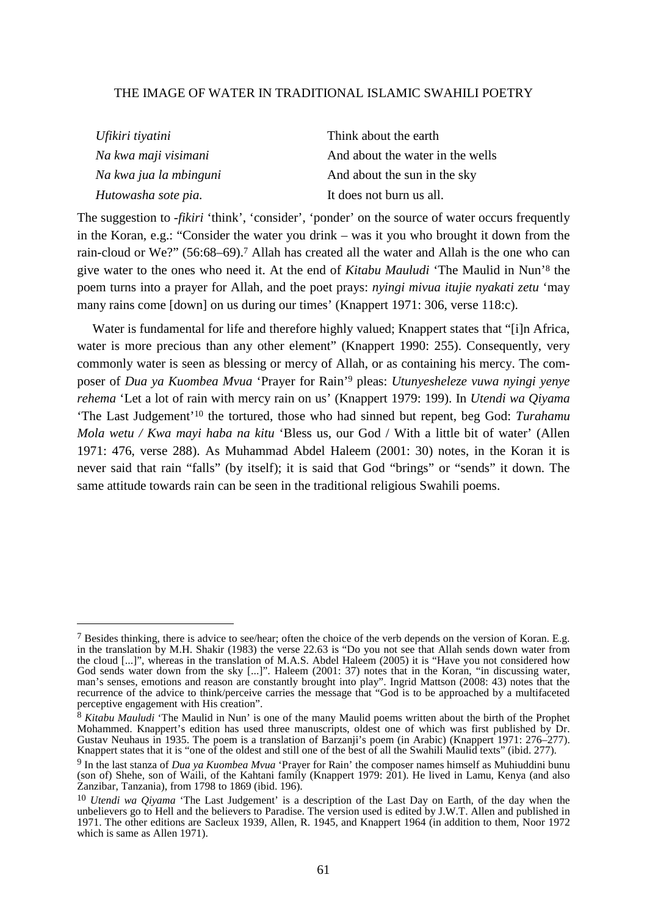| | |
|---|---|
| *Ufikiri tiyatini* | Think about the earth |
| *Na kwa maji visimani* | And about the water in the wells |
| *Na kwa jua la mbinguni* | And about the sun in the sky |
| *Hutowasha sote pia.* | It does not burn us all. |

The suggestion to *-fikiri* 'think', 'consider', 'ponder' on the source of water occurs frequently in the Koran, e.g.: "Consider the water you drink – was it you who brought it down from the rain-cloud or We?" (56:68–69).[7] Allah has created all the water and Allah is the one who can give water to the ones who need it. At the end of *Kitabu Mauludi* 'The Maulid in Nun'[8] the poem turns into a prayer for Allah, and the poet prays: *nyingi mivua itujie nyakati zetu* 'may many rains come [down] on us during our times' (Knappert 1971: 306, verse 118:c).

Water is fundamental for life and therefore highly valued; Knappert states that "[i]n Africa, water is more precious than any other element" (Knappert 1990: 255). Consequently, very commonly water is seen as blessing or mercy of Allah, or as containing his mercy. The composer of *Dua ya Kuombea Mvua* 'Prayer for Rain'[9] pleas: *Utunyesheleze vuwa nyingi yenye rehema* 'Let a lot of rain with mercy rain on us' (Knappert 1979: 199). In *Utendi wa Qiyama* 'The Last Judgement'[10] the tortured, those who had sinned but repent, beg God: *Turahamu Mola wetu / Kwa mayi haba na kitu* 'Bless us, our God / With a little bit of water' (Allen 1971: 476, verse 288). As Muhammad Abdel Haleem (2001: 30) notes, in the Koran it is never said that rain "falls" (by itself); it is said that God "brings" or "sends" it down. The same attitude towards rain can be seen in the traditional religious Swahili poems.

---

[7] Besides thinking, there is advice to see/hear; often the choice of the verb depends on the version of Koran. E.g. in the translation by M.H. Shakir (1983) the verse 22.63 is "Do you not see that Allah sends down water from the cloud [...]", whereas in the translation of M.A.S. Abdel Haleem (2005) it is "Have you not considered how God sends water down from the sky [...]". Haleem (2001: 37) notes that in the Koran, "in discussing water, man's senses, emotions and reason are constantly brought into play". Ingrid Mattson (2008: 43) notes that the recurrence of the advice to think/perceive carries the message that "God is to be approached by a multifaceted perceptive engagement with His creation".

[8] *Kitabu Mauludi* 'The Maulid in Nun' is one of the many Maulid poems written about the birth of the Prophet Mohammed. Knappert's edition has used three manuscripts, oldest one of which was first published by Dr. Gustav Neuhaus in 1935. The poem is a translation of Barzanji's poem (in Arabic) (Knappert 1971: 276–277). Knappert states that it is "one of the oldest and still one of the best of all the Swahili Maulid texts" (ibid. 277).

[9] In the last stanza of *Dua ya Kuombea Mvua* 'Prayer for Rain' the composer names himself as Muhiuddini bunu (son of) Shehe, son of Waili, of the Kahtani family (Knappert 1979: 201). He lived in Lamu, Kenya (and also Zanzibar, Tanzania), from 1798 to 1869 (ibid. 196).

[10] *Utendi wa Qiyama* 'The Last Judgement' is a description of the Last Day on Earth, of the day when the unbelievers go to Hell and the believers to Paradise. The version used is edited by J.W.T. Allen and published in 1971. The other editions are Sacleux 1939, Allen, R. 1945, and Knappert 1964 (in addition to them, Noor 1972 which is same as Allen 1971).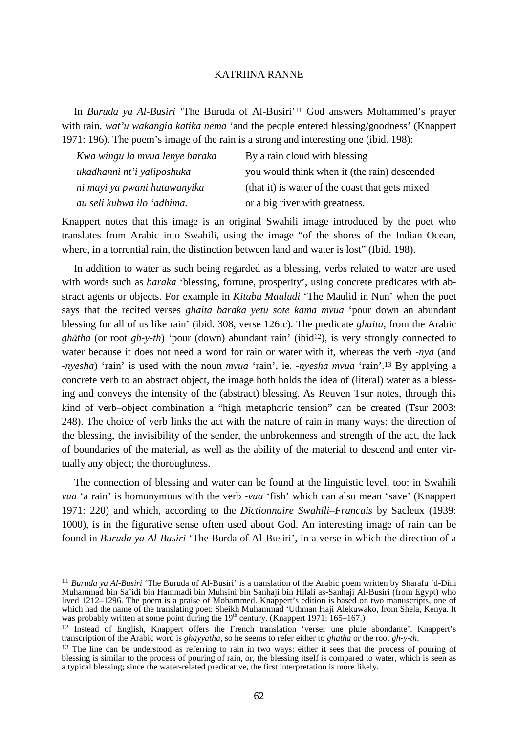In *Buruda ya Al-Busiri* 'The Buruda of Al-Busiri'[11] God answers Mohammed's prayer with rain, *wat'u wakangia katika nema* 'and the people entered blessing/goodness' (Knappert 1971: 196). The poem's image of the rain is a strong and interesting one (ibid. 198):

| | |
|---|---|
| *Kwa wingu la mvua lenye baraka* | By a rain cloud with blessing |
| *ukadhanni nt'i yaliposhuka* | you would think when it (the rain) descended |
| *ni mayi ya pwani hutawanyika* | (that it) is water of the coast that gets mixed |
| *au seli kubwa ilo 'adhima.* | or a big river with greatness. |

Knappert notes that this image is an original Swahili image introduced by the poet who translates from Arabic into Swahili, using the image "of the shores of the Indian Ocean, where, in a torrential rain, the distinction between land and water is lost" (Ibid. 198).

In addition to water as such being regarded as a blessing, verbs related to water are used with words such as *baraka* 'blessing, fortune, prosperity', using concrete predicates with abstract agents or objects. For example in *Kitabu Mauludi* 'The Maulid in Nun' when the poet says that the recited verses *ghaita baraka yetu sote kama mvua* 'pour down an abundant blessing for all of us like rain' (ibid. 308, verse 126:c). The predicate *ghaita*, from the Arabic *ghātha* (or root *gh-y-th*) 'pour (down) abundant rain' (ibid[12]), is very strongly connected to water because it does not need a word for rain or water with it, whereas the verb *-nya* (and *-nyesha*) 'rain' is used with the noun *mvua* 'rain', ie. *-nyesha mvua* 'rain'.[13] By applying a concrete verb to an abstract object, the image both holds the idea of (literal) water as a blessing and conveys the intensity of the (abstract) blessing. As Reuven Tsur notes, through this kind of verb–object combination a "high metaphoric tension" can be created (Tsur 2003: 248). The choice of verb links the act with the nature of rain in many ways: the direction of the blessing, the invisibility of the sender, the unbrokenness and strength of the act, the lack of boundaries of the material, as well as the ability of the material to descend and enter virtually any object; the thoroughness.

The connection of blessing and water can be found at the linguistic level, too: in Swahili *vua* 'a rain' is homonymous with the verb *-vua* 'fish' which can also mean 'save' (Knappert 1971: 220) and which, according to the *Dictionnaire Swahili–Francais* by Sacleux (1939: 1000), is in the figurative sense often used about God. An interesting image of rain can be found in *Buruda ya Al-Busiri* 'The Burda of Al-Busiri', in a verse in which the direction of a

---

[11] *Buruda ya Al-Busiri* 'The Buruda of Al-Busiri' is a translation of the Arabic poem written by Sharafu 'd-Dini Muhammad bin Sa'idi bin Hammadi bin Muhsini bin Sanhaji bin Hilali as-Sanhaji Al-Busiri (from Egypt) who lived 1212–1296. The poem is a praise of Mohammed. Knappert's edition is based on two manuscripts, one of which had the name of the translating poet: Sheikh Muhammad 'Uthman Haji Alekuwako, from Shela, Kenya. It was probably written at some point during the 19th century. (Knappert 1971: 165–167.)

[12] Instead of English, Knappert offers the French translation 'verser une pluie abondante'. Knappert's transcription of the Arabic word is *ghayyatha*, so he seems to refer either to *ghatha* or the root *gh-y-th*.

[13] The line can be understood as referring to rain in two ways: either it sees that the process of pouring of blessing is similar to the process of pouring of rain, or, the blessing itself is compared to water, which is seen as a typical blessing; since the water-related predicative, the first interpretation is more likely.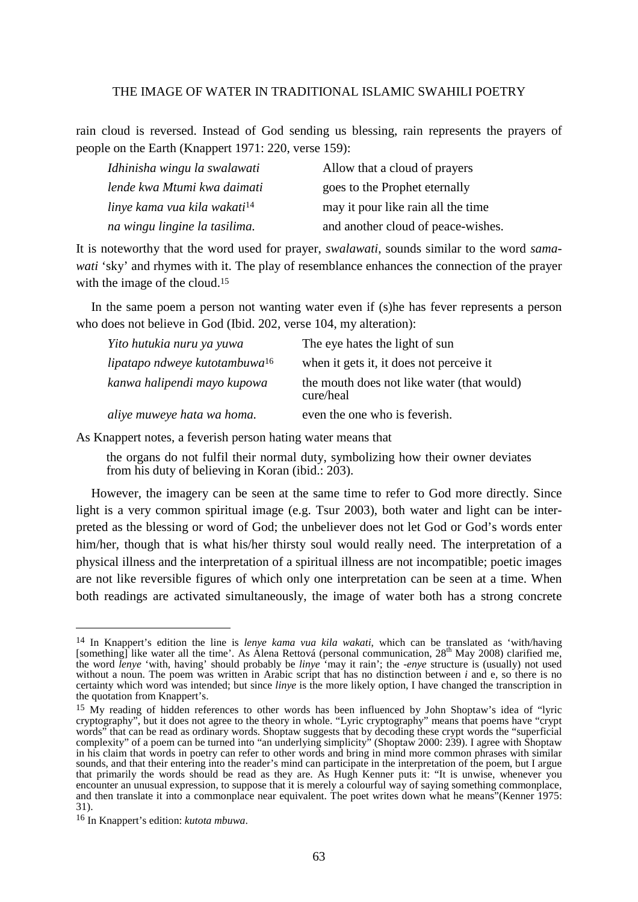rain cloud is reversed. Instead of God sending us blessing, rain represents the prayers of people on the Earth (Knappert 1971: 220, verse 159):

| | |
|---|---|
| *Idhinisha wingu la swalawati* | Allow that a cloud of prayers |
| *lende kwa Mtumi kwa daimati* | goes to the Prophet eternally |
| *linye kama vua kila wakati*[14] | may it pour like rain all the time |
| *na wingu lingine la tasilima.* | and another cloud of peace-wishes. |

It is noteworthy that the word used for prayer, *swalawati*, sounds similar to the word *samawati* 'sky' and rhymes with it. The play of resemblance enhances the connection of the prayer with the image of the cloud.[15]

In the same poem a person not wanting water even if (s)he has fever represents a person who does not believe in God (Ibid. 202, verse 104, my alteration):

| | |
|---|---|
| *Yito hutukia nuru ya yuwa* | The eye hates the light of sun |
| *lipatapo ndweye kutotambuwa*[16] | when it gets it, it does not perceive it |
| *kanwa halipendi mayo kupowa* | the mouth does not like water (that would) cure/heal |
| *aliye muweye hata wa homa.* | even the one who is feverish. |

As Knappert notes, a feverish person hating water means that

> the organs do not fulfil their normal duty, symbolizing how their owner deviates from his duty of believing in Koran (ibid.: 203).

However, the imagery can be seen at the same time to refer to God more directly. Since light is a very common spiritual image (e.g. Tsur 2003), both water and light can be interpreted as the blessing or word of God; the unbeliever does not let God or God's words enter him/her, though that is what his/her thirsty soul would really need. The interpretation of a physical illness and the interpretation of a spiritual illness are not incompatible; poetic images are not like reversible figures of which only one interpretation can be seen at a time. When both readings are activated simultaneously, the image of water both has a strong concrete

---

[14] In Knappert's edition the line is *lenye kama vua kila wakati*, which can be translated as 'with/having [something] like water all the time'. As Alena Rettová (personal communication, 28th May 2008) clarified me, the word *lenye* 'with, having' should probably be *linye* 'may it rain'; the *-enye* structure is (usually) not used without a noun. The poem was written in Arabic script that has no distinction between *i* and e, so there is no certainty which word was intended; but since *linye* is the more likely option, I have changed the transcription in the quotation from Knappert's.

[15] My reading of hidden references to other words has been influenced by John Shoptaw's idea of "lyric cryptography", but it does not agree to the theory in whole. "Lyric cryptography" means that poems have "crypt words" that can be read as ordinary words. Shoptaw suggests that by decoding these crypt words the "superficial complexity" of a poem can be turned into "an underlying simplicity" (Shoptaw 2000: 239). I agree with Shoptaw in his claim that words in poetry can refer to other words and bring in mind more common phrases with similar sounds, and that their entering into the reader's mind can participate in the interpretation of the poem, but I argue that primarily the words should be read as they are. As Hugh Kenner puts it: "It is unwise, whenever you encounter an unusual expression, to suppose that it is merely a colourful way of saying something commonplace, and then translate it into a commonplace near equivalent. The poet writes down what he means"(Kenner 1975: 31).

[16] In Knappert's edition: *kutota mbuwa*.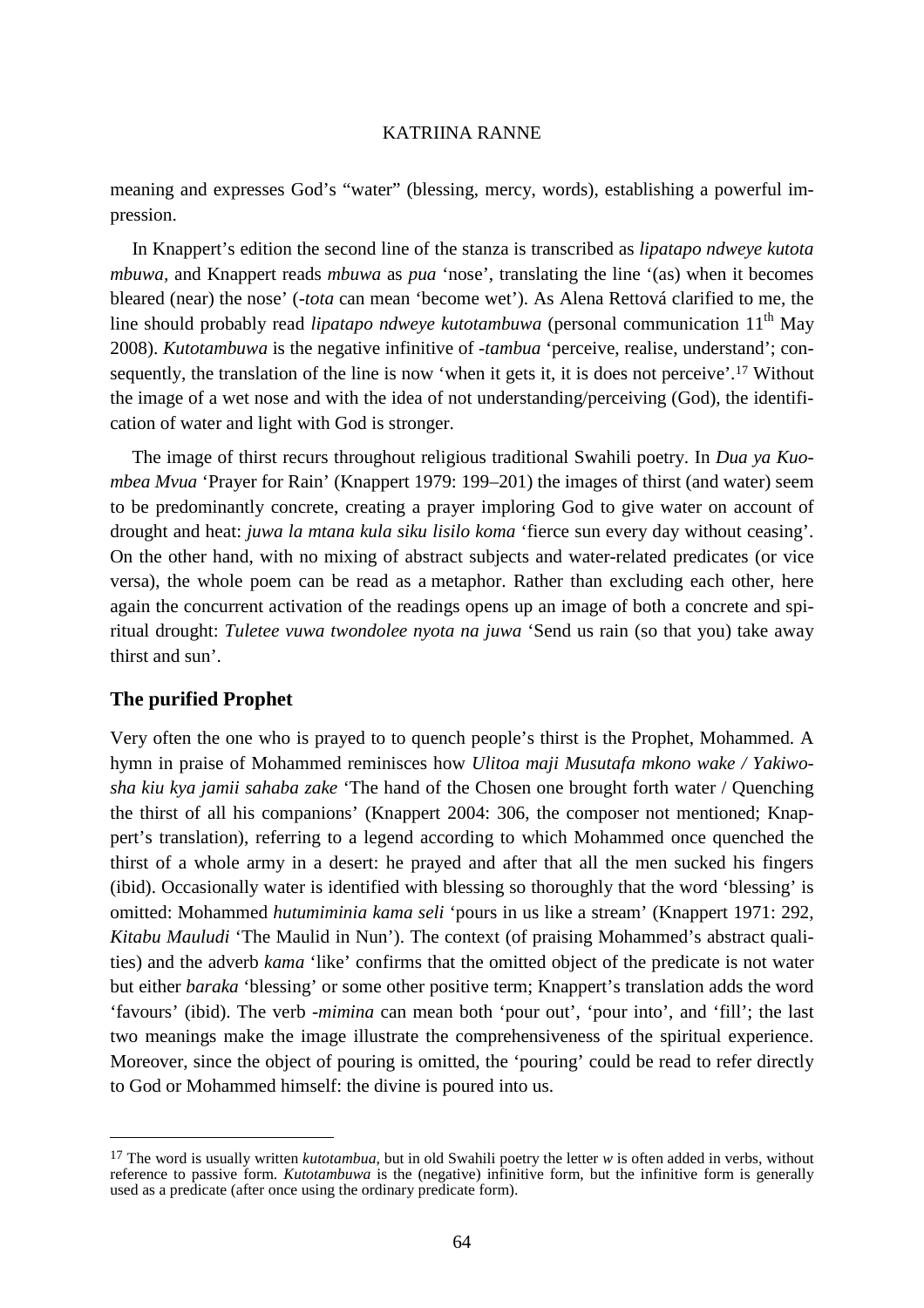meaning and expresses God's "water" (blessing, mercy, words), establishing a powerful impression.

In Knappert's edition the second line of the stanza is transcribed as *lipatapo ndweye kutota mbuwa*, and Knappert reads *mbuwa* as *pua* 'nose', translating the line '(as) when it becomes bleared (near) the nose' (*-tota* can mean 'become wet'). As Alena Rettová clarified to me, the line should probably read *lipatapo ndweye kutotambuwa* (personal communication 11th May 2008). *Kutotambuwa* is the negative infinitive of *-tambua* 'perceive, realise, understand'; consequently, the translation of the line is now 'when it gets it, it is does not perceive'.[17] Without the image of a wet nose and with the idea of not understanding/perceiving (God), the identification of water and light with God is stronger.

The image of thirst recurs throughout religious traditional Swahili poetry. In *Dua ya Kuombea Mvua* 'Prayer for Rain' (Knappert 1979: 199–201) the images of thirst (and water) seem to be predominantly concrete, creating a prayer imploring God to give water on account of drought and heat: *juwa la mtana kula siku lisilo koma* 'fierce sun every day without ceasing'. On the other hand, with no mixing of abstract subjects and water-related predicates (or vice versa), the whole poem can be read as a metaphor. Rather than excluding each other, here again the concurrent activation of the readings opens up an image of both a concrete and spiritual drought: *Tuletee vuwa twondolee nyota na juwa* 'Send us rain (so that you) take away thirst and sun'.

## The purified Prophet

Very often the one who is prayed to to quench people's thirst is the Prophet, Mohammed. A hymn in praise of Mohammed reminisces how *Ulitoa maji Musutafa mkono wake / Yakiwosha kiu kya jamii sahaba zake* 'The hand of the Chosen one brought forth water / Quenching the thirst of all his companions' (Knappert 2004: 306, the composer not mentioned; Knappert's translation), referring to a legend according to which Mohammed once quenched the thirst of a whole army in a desert: he prayed and after that all the men sucked his fingers (ibid). Occasionally water is identified with blessing so thoroughly that the word 'blessing' is omitted: Mohammed *hutumiminia kama seli* 'pours in us like a stream' (Knappert 1971: 292, *Kitabu Mauludi* 'The Maulid in Nun'). The context (of praising Mohammed's abstract qualities) and the adverb *kama* 'like' confirms that the omitted object of the predicate is not water but either *baraka* 'blessing' or some other positive term; Knappert's translation adds the word 'favours' (ibid). The verb *-mimina* can mean both 'pour out', 'pour into', and 'fill'; the last two meanings make the image illustrate the comprehensiveness of the spiritual experience. Moreover, since the object of pouring is omitted, the 'pouring' could be read to refer directly to God or Mohammed himself: the divine is poured into us.

---

[17] The word is usually written *kutotambua*, but in old Swahili poetry the letter *w* is often added in verbs, without reference to passive form. *Kutotambuwa* is the (negative) infinitive form, but the infinitive form is generally used as a predicate (after once using the ordinary predicate form).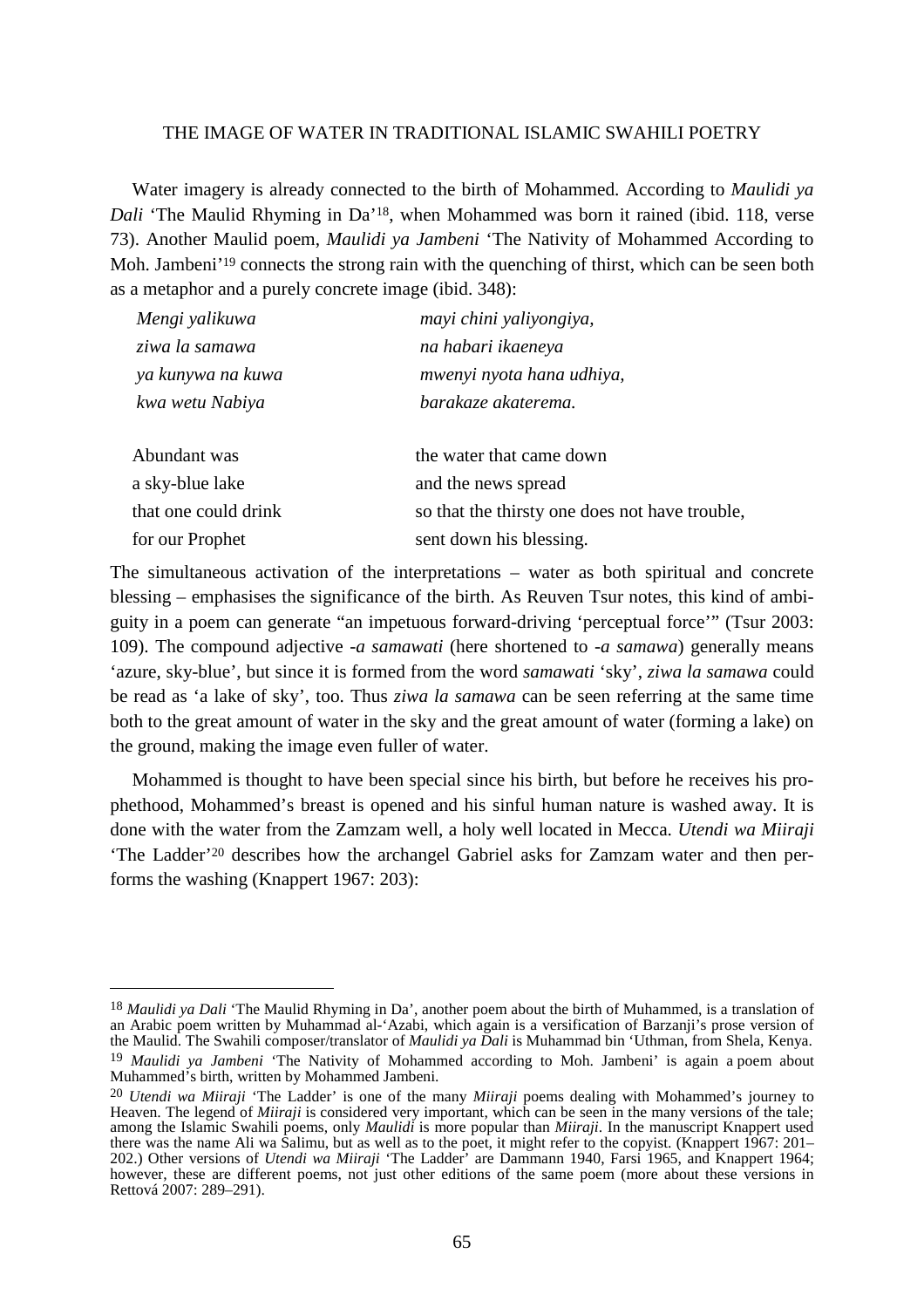Water imagery is already connected to the birth of Mohammed. According to *Maulidi ya Dali* 'The Maulid Rhyming in Da'[18], when Mohammed was born it rained (ibid. 118, verse 73). Another Maulid poem, *Maulidi ya Jambeni* 'The Nativity of Mohammed According to Moh. Jambeni'[19] connects the strong rain with the quenching of thirst, which can be seen both as a metaphor and a purely concrete image (ibid. 348):

| | |
|---|---|
| *Mengi yalikuwa* | *mayi chini yaliyongiya,* |
| *ziwa la samawa* | *na habari ikaeneya* |
| *ya kunywa na kuwa* | *mwenyi nyota hana udhiya,* |
| *kwa wetu Nabiya* | *barakaze akaterema.* |

| | |
|---|---|
| Abundant was | the water that came down |
| a sky-blue lake | and the news spread |
| that one could drink | so that the thirsty one does not have trouble, |
| for our Prophet | sent down his blessing. |

The simultaneous activation of the interpretations – water as both spiritual and concrete blessing – emphasises the significance of the birth. As Reuven Tsur notes, this kind of ambiguity in a poem can generate "an impetuous forward-driving 'perceptual force'" (Tsur 2003: 109). The compound adjective *-a samawati* (here shortened to *-a samawa*) generally means 'azure, sky-blue', but since it is formed from the word *samawati* 'sky', *ziwa la samawa* could be read as 'a lake of sky', too. Thus *ziwa la samawa* can be seen referring at the same time both to the great amount of water in the sky and the great amount of water (forming a lake) on the ground, making the image even fuller of water.

Mohammed is thought to have been special since his birth, but before he receives his prophethood, Mohammed's breast is opened and his sinful human nature is washed away. It is done with the water from the Zamzam well, a holy well located in Mecca. *Utendi wa Miiraji* 'The Ladder'[20] describes how the archangel Gabriel asks for Zamzam water and then performs the washing (Knappert 1967: 203):

---

[18] *Maulidi ya Dali* 'The Maulid Rhyming in Da', another poem about the birth of Muhammed, is a translation of an Arabic poem written by Muhammad al-'Azabi, which again is a versification of Barzanji's prose version of the Maulid. The Swahili composer/translator of *Maulidi ya Dali* is Muhammad bin 'Uthman, from Shela, Kenya.

[19] *Maulidi ya Jambeni* 'The Nativity of Mohammed according to Moh. Jambeni' is again a poem about Muhammed's birth, written by Mohammed Jambeni.

[20] *Utendi wa Miiraji* 'The Ladder' is one of the many *Miiraji* poems dealing with Mohammed's journey to Heaven. The legend of *Miiraji* is considered very important, which can be seen in the many versions of the tale; among the Islamic Swahili poems, only *Maulidi* is more popular than *Miiraji*. In the manuscript Knappert used there was the name Ali wa Salimu, but as well as to the poet, it might refer to the copyist. (Knappert 1967: 201–202.) Other versions of *Utendi wa Miiraji* 'The Ladder' are Dammann 1940, Farsi 1965, and Knappert 1964; however, these are different poems, not just other editions of the same poem (more about these versions in Rettová 2007: 289–291).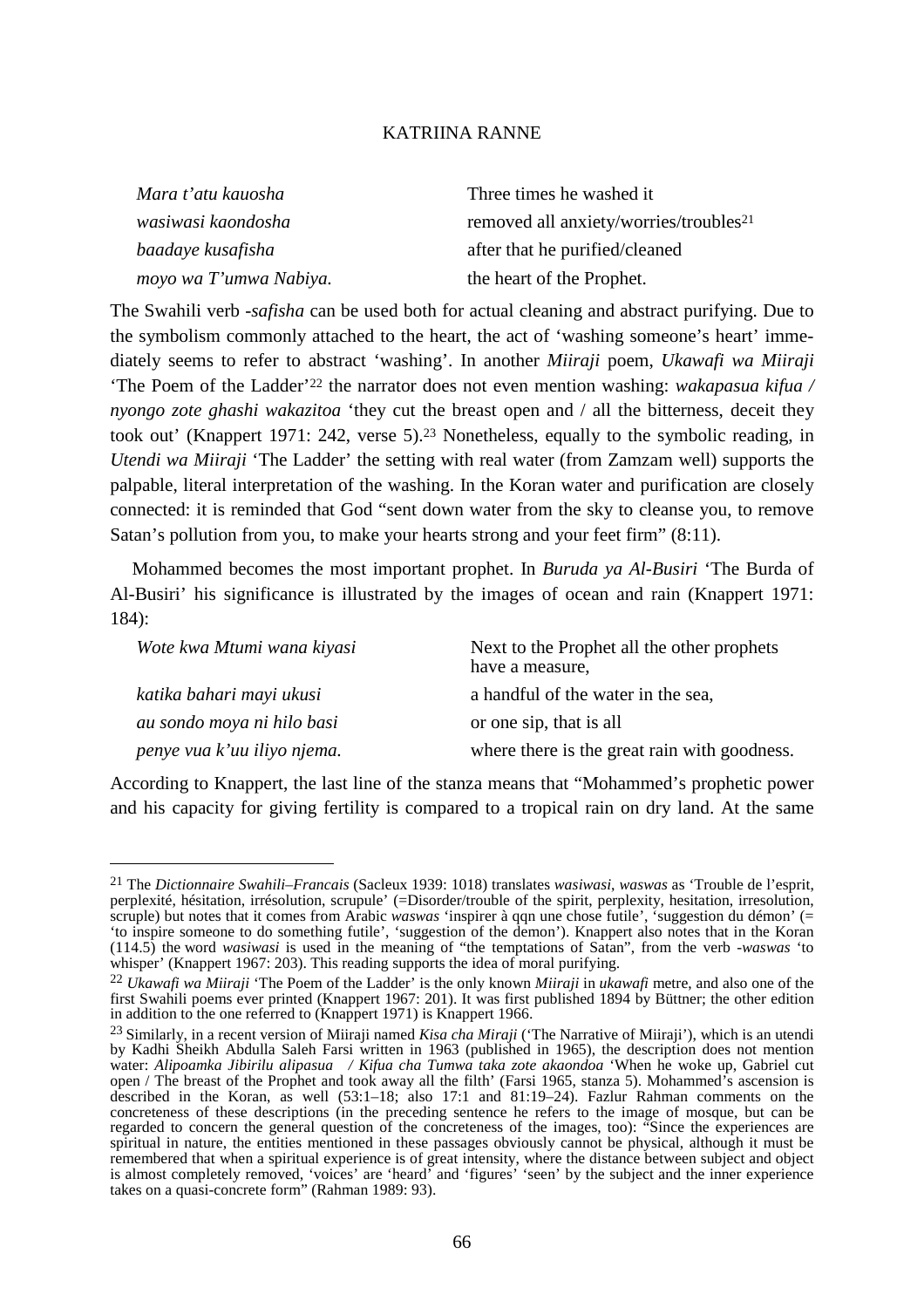| | |
|---|---|
| *Mara t'atu kauosha* | Three times he washed it |
| *wasiwasi kaondosha* | removed all anxiety/worries/troubles[21] |
| *baadaye kusafisha* | after that he purified/cleaned |
| *moyo wa T'umwa Nabiya.* | the heart of the Prophet. |

The Swahili verb *-safisha* can be used both for actual cleaning and abstract purifying. Due to the symbolism commonly attached to the heart, the act of 'washing someone's heart' immediately seems to refer to abstract 'washing'. In another *Miiraji* poem, *Ukawafi wa Miiraji* 'The Poem of the Ladder'[22] the narrator does not even mention washing: *wakapasua kifua / nyongo zote ghashi wakazitoa* 'they cut the breast open and / all the bitterness, deceit they took out' (Knappert 1971: 242, verse 5).[23] Nonetheless, equally to the symbolic reading, in *Utendi wa Miiraji* 'The Ladder' the setting with real water (from Zamzam well) supports the palpable, literal interpretation of the washing. In the Koran water and purification are closely connected: it is reminded that God "sent down water from the sky to cleanse you, to remove Satan's pollution from you, to make your hearts strong and your feet firm" (8:11).

Mohammed becomes the most important prophet. In *Buruda ya Al-Busiri* 'The Burda of Al-Busiri' his significance is illustrated by the images of ocean and rain (Knappert 1971: 184):

| | |
|---|---|
| *Wote kwa Mtumi wana kiyasi* | Next to the Prophet all the other prophets have a measure, |
| *katika bahari mayi ukusi* | a handful of the water in the sea, |
| *au sondo moya ni hilo basi* | or one sip, that is all |
| *penye vua k'uu iliyo njema.* | where there is the great rain with goodness. |

According to Knappert, the last line of the stanza means that "Mohammed's prophetic power and his capacity for giving fertility is compared to a tropical rain on dry land. At the same

---

[21] The *Dictionnaire Swahili–Francais* (Sacleux 1939: 1018) translates *wasiwasi*, *waswas* as 'Trouble de l'esprit, perplexité, hésitation, irrésolution, scrupule' (=Disorder/trouble of the spirit, perplexity, hesitation, irresolution, scruple) but notes that it comes from Arabic *waswas* 'inspirer à qqn une chose futile', 'suggestion du démon' (= 'to inspire someone to do something futile', 'suggestion of the demon'). Knappert also notes that in the Koran (114.5) the word *wasiwasi* is used in the meaning of "the temptations of Satan", from the verb *-waswas* 'to whisper' (Knappert 1967: 203). This reading supports the idea of moral purifying.

[22] *Ukawafi wa Miiraji* 'The Poem of the Ladder' is the only known *Miiraji* in *ukawafi* metre, and also one of the first Swahili poems ever printed (Knappert 1967: 201). It was first published 1894 by Büttner; the other edition in addition to the one referred to (Knappert 1971) is Knappert 1966.

[23] Similarly, in a recent version of Miiraji named *Kisa cha Miraji* ('The Narrative of Miiraji'), which is an utendi by Kadhi Sheikh Abdulla Saleh Farsi written in 1963 (published in 1965), the description does not mention water: *Alipoamka Jibirilu alipasua / Kifua cha Tumwa taka zote akaondoa* 'When he woke up, Gabriel cut open / The breast of the Prophet and took away all the filth' (Farsi 1965, stanza 5). Mohammed's ascension is described in the Koran, as well (53:1–18; also 17:1 and 81:19–24). Fazlur Rahman comments on the concreteness of these descriptions (in the preceding sentence he refers to the image of mosque, but can be regarded to concern the general question of the concreteness of the images, too): "Since the experiences are spiritual in nature, the entities mentioned in these passages obviously cannot be physical, although it must be remembered that when a spiritual experience is of great intensity, where the distance between subject and object is almost completely removed, 'voices' are 'heard' and 'figures' 'seen' by the subject and the inner experience takes on a quasi-concrete form" (Rahman 1989: 93).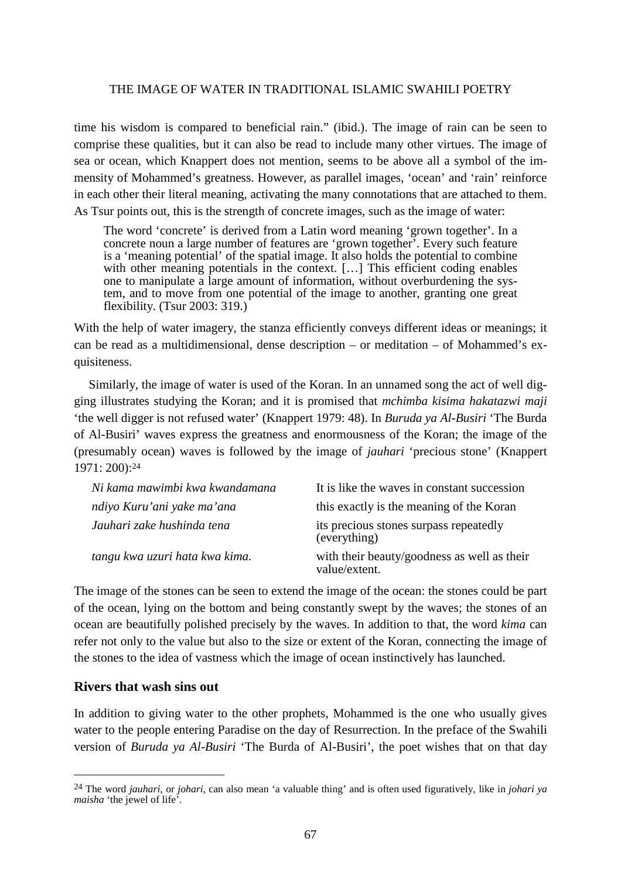time his wisdom is compared to beneficial rain." (ibid.). The image of rain can be seen to comprise these qualities, but it can also be read to include many other virtues. The image of sea or ocean, which Knappert does not mention, seems to be above all a symbol of the immensity of Mohammed's greatness. However, as parallel images, 'ocean' and 'rain' reinforce in each other their literal meaning, activating the many connotations that are attached to them. As Tsur points out, this is the strength of concrete images, such as the image of water:

> The word 'concrete' is derived from a Latin word meaning 'grown together'. In a concrete noun a large number of features are 'grown together'. Every such feature is a 'meaning potential' of the spatial image. It also holds the potential to combine with other meaning potentials in the context. […] This efficient coding enables one to manipulate a large amount of information, without overburdening the system, and to move from one potential of the image to another, granting one great flexibility. (Tsur 2003: 319.)

With the help of water imagery, the stanza efficiently conveys different ideas or meanings; it can be read as a multidimensional, dense description – or meditation – of Mohammed's exquisiteness.

Similarly, the image of water is used of the Koran. In an unnamed song the act of well digging illustrates studying the Koran; and it is promised that *mchimba kisima hakatazwi maji* 'the well digger is not refused water' (Knappert 1979: 48). In *Buruda ya Al-Busiri* 'The Burda of Al-Busiri' waves express the greatness and enormousness of the Koran; the image of the (presumably ocean) waves is followed by the image of *jauhari* 'precious stone' (Knappert 1971: 200):[24]

| | |
|---|---|
| *Ni kama mawimbi kwa kwandamana* | It is like the waves in constant succession |
| *ndiyo Kuru'ani yake ma'ana* | this exactly is the meaning of the Koran |
| *Jauhari zake hushinda tena* | its precious stones surpass repeatedly (everything) |
| *tangu kwa uzuri hata kwa kima.* | with their beauty/goodness as well as their value/extent. |

The image of the stones can be seen to extend the image of the ocean: the stones could be part of the ocean, lying on the bottom and being constantly swept by the waves; the stones of an ocean are beautifully polished precisely by the waves. In addition to that, the word *kima* can refer not only to the value but also to the size or extent of the Koran, connecting the image of the stones to the idea of vastness which the image of ocean instinctively has launched.

## Rivers that wash sins out

In addition to giving water to the other prophets, Mohammed is the one who usually gives water to the people entering Paradise on the day of Resurrection. In the preface of the Swahili version of *Buruda ya Al-Busiri* 'The Burda of Al-Busiri', the poet wishes that on that day

[24] The word *jauhari*, or *johari*, can also mean 'a valuable thing' and is often used figuratively, like in *johari ya maisha* 'the jewel of life'.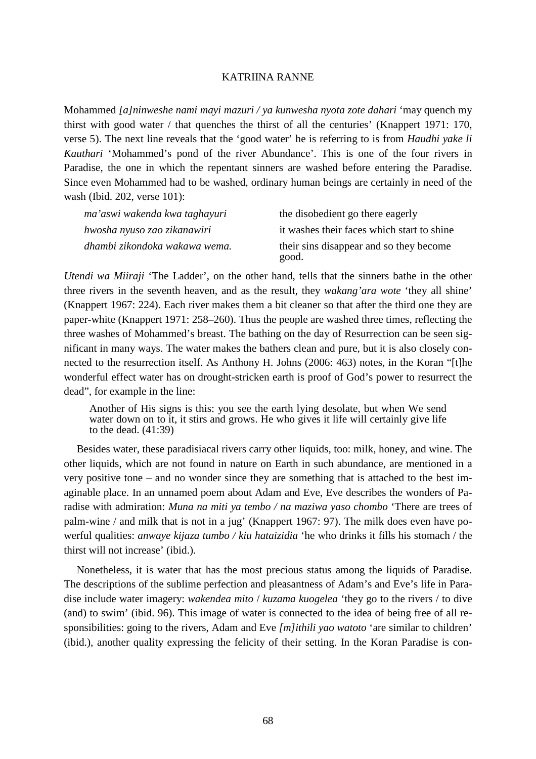Mohammed *[a]ninweshe nami mayi mazuri / ya kunwesha nyota zote dahari* 'may quench my thirst with good water / that quenches the thirst of all the centuries' (Knappert 1971: 170, verse 5). The next line reveals that the 'good water' he is referring to is from *Haudhi yake li Kauthari* 'Mohammed's pond of the river Abundance'. This is one of the four rivers in Paradise, the one in which the repentant sinners are washed before entering the Paradise. Since even Mohammed had to be washed, ordinary human beings are certainly in need of the wash (Ibid. 202, verse 101):

| | |
|---|---|
| *ma'aswi wakenda kwa taghayuri* | the disobedient go there eagerly |
| *hwosha nyuso zao zikanawiri* | it washes their faces which start to shine |
| *dhambi zikondoka wakawa wema.* | their sins disappear and so they become good. |

*Utendi wa Miiraji* 'The Ladder', on the other hand, tells that the sinners bathe in the other three rivers in the seventh heaven, and as the result, they *wakang'ara wote* 'they all shine' (Knappert 1967: 224). Each river makes them a bit cleaner so that after the third one they are paper-white (Knappert 1971: 258–260). Thus the people are washed three times, reflecting the three washes of Mohammed's breast. The bathing on the day of Resurrection can be seen significant in many ways. The water makes the bathers clean and pure, but it is also closely connected to the resurrection itself. As Anthony H. Johns (2006: 463) notes, in the Koran "[t]he wonderful effect water has on drought-stricken earth is proof of God's power to resurrect the dead", for example in the line:

> Another of His signs is this: you see the earth lying desolate, but when We send water down on to it, it stirs and grows. He who gives it life will certainly give life to the dead. (41:39)

Besides water, these paradisiacal rivers carry other liquids, too: milk, honey, and wine. The other liquids, which are not found in nature on Earth in such abundance, are mentioned in a very positive tone – and no wonder since they are something that is attached to the best imaginable place. In an unnamed poem about Adam and Eve, Eve describes the wonders of Paradise with admiration: *Muna na miti ya tembo / na maziwa yaso chombo* 'There are trees of palm-wine / and milk that is not in a jug' (Knappert 1967: 97). The milk does even have powerful qualities: *anwaye kijaza tumbo / kiu hataizidia* 'he who drinks it fills his stomach / the thirst will not increase' (ibid.).

Nonetheless, it is water that has the most precious status among the liquids of Paradise. The descriptions of the sublime perfection and pleasantness of Adam's and Eve's life in Paradise include water imagery: *wakendea mito* / *kuzama kuogelea* 'they go to the rivers / to dive (and) to swim' (ibid. 96). This image of water is connected to the idea of being free of all responsibilities: going to the rivers, Adam and Eve *[m]ithili yao watoto* 'are similar to children' (ibid.), another quality expressing the felicity of their setting. In the Koran Paradise is con-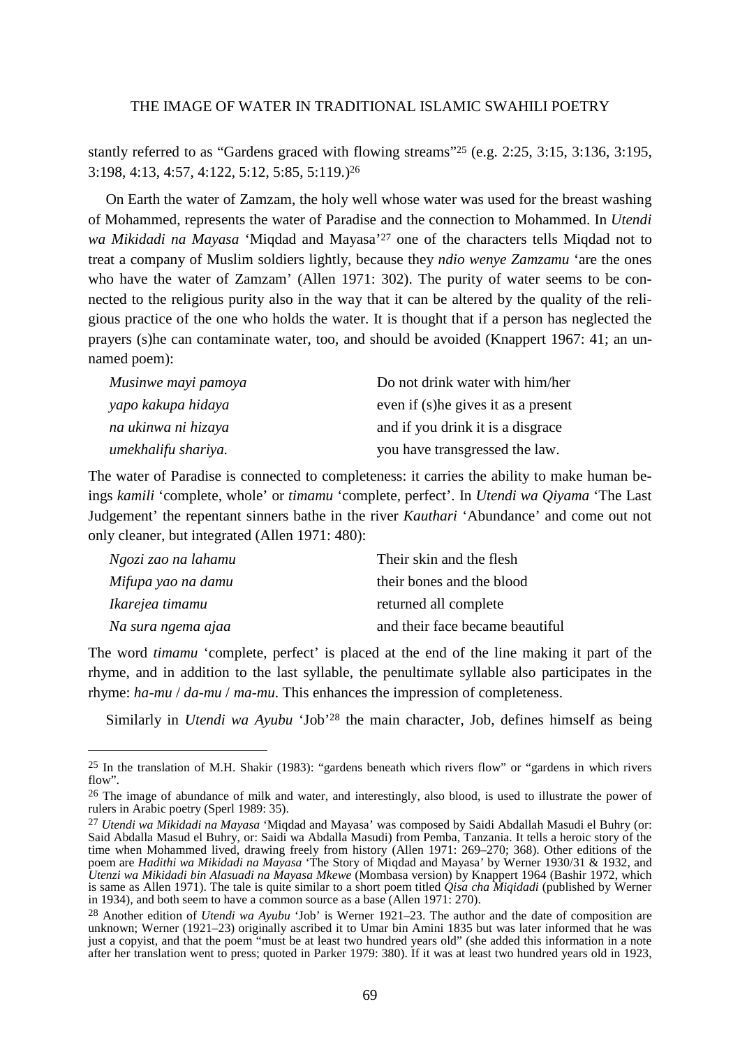stantly referred to as "Gardens graced with flowing streams"[25] (e.g. 2:25, 3:15, 3:136, 3:195, 3:198, 4:13, 4:57, 4:122, 5:12, 5:85, 5:119.)[26]

On Earth the water of Zamzam, the holy well whose water was used for the breast washing of Mohammed, represents the water of Paradise and the connection to Mohammed. In *Utendi wa Mikidadi na Mayasa* 'Miqdad and Mayasa'[27] one of the characters tells Miqdad not to treat a company of Muslim soldiers lightly, because they *ndio wenye Zamzamu* 'are the ones who have the water of Zamzam' (Allen 1971: 302). The purity of water seems to be connected to the religious purity also in the way that it can be altered by the quality of the religious practice of the one who holds the water. It is thought that if a person has neglected the prayers (s)he can contaminate water, too, and should be avoided (Knappert 1967: 41; an unnamed poem):

| | |
|---|---|
| *Musinwe mayi pamoya* | Do not drink water with him/her |
| *yapo kakupa hidaya* | even if (s)he gives it as a present |
| *na ukinwa ni hizaya* | and if you drink it is a disgrace |
| *umekhalifu shariya.* | you have transgressed the law. |

The water of Paradise is connected to completeness: it carries the ability to make human beings *kamili* 'complete, whole' or *timamu* 'complete, perfect'. In *Utendi wa Qiyama* 'The Last Judgement' the repentant sinners bathe in the river *Kauthari* 'Abundance' and come out not only cleaner, but integrated (Allen 1971: 480):

| | |
|---|---|
| *Ngozi zao na lahamu* | Their skin and the flesh |
| *Mifupa yao na damu* | their bones and the blood |
| *Ikarejea timamu* | returned all complete |
| *Na sura ngema ajaa* | and their face became beautiful |

The word *timamu* 'complete, perfect' is placed at the end of the line making it part of the rhyme, and in addition to the last syllable, the penultimate syllable also participates in the rhyme: *ha-mu* / *da-mu* / *ma-mu*. This enhances the impression of completeness.

Similarly in *Utendi wa Ayubu* 'Job'[28] the main character, Job, defines himself as being

---

[25] In the translation of M.H. Shakir (1983): "gardens beneath which rivers flow" or "gardens in which rivers flow".

[26] The image of abundance of milk and water, and interestingly, also blood, is used to illustrate the power of rulers in Arabic poetry (Sperl 1989: 35).

[27] *Utendi wa Mikidadi na Mayasa* 'Miqdad and Mayasa' was composed by Saidi Abdallah Masudi el Buhry (or: Said Abdalla Masud el Buhry, or: Saidi wa Abdalla Masudi) from Pemba, Tanzania. It tells a heroic story of the time when Mohammed lived, drawing freely from history (Allen 1971: 269–270; 368). Other editions of the poem are *Hadithi wa Mikidadi na Mayasa* 'The Story of Miqdad and Mayasa' by Werner 1930/31 & 1932, and *Utenzi wa Mikidadi bin Alasuadi na Mayasa Mkewe* (Mombasa version) by Knappert 1964 (Bashir 1972, which is same as Allen 1971). The tale is quite similar to a short poem titled *Qisa cha Miqidadi* (published by Werner in 1934), and both seem to have a common source as a base (Allen 1971: 270).

[28] Another edition of *Utendi wa Ayubu* 'Job' is Werner 1921–23. The author and the date of composition are unknown; Werner (1921–23) originally ascribed it to Umar bin Amini 1835 but was later informed that he was just a copyist, and that the poem "must be at least two hundred years old" (she added this information in a note after her translation went to press; quoted in Parker 1979: 380). If it was at least two hundred years old in 1923,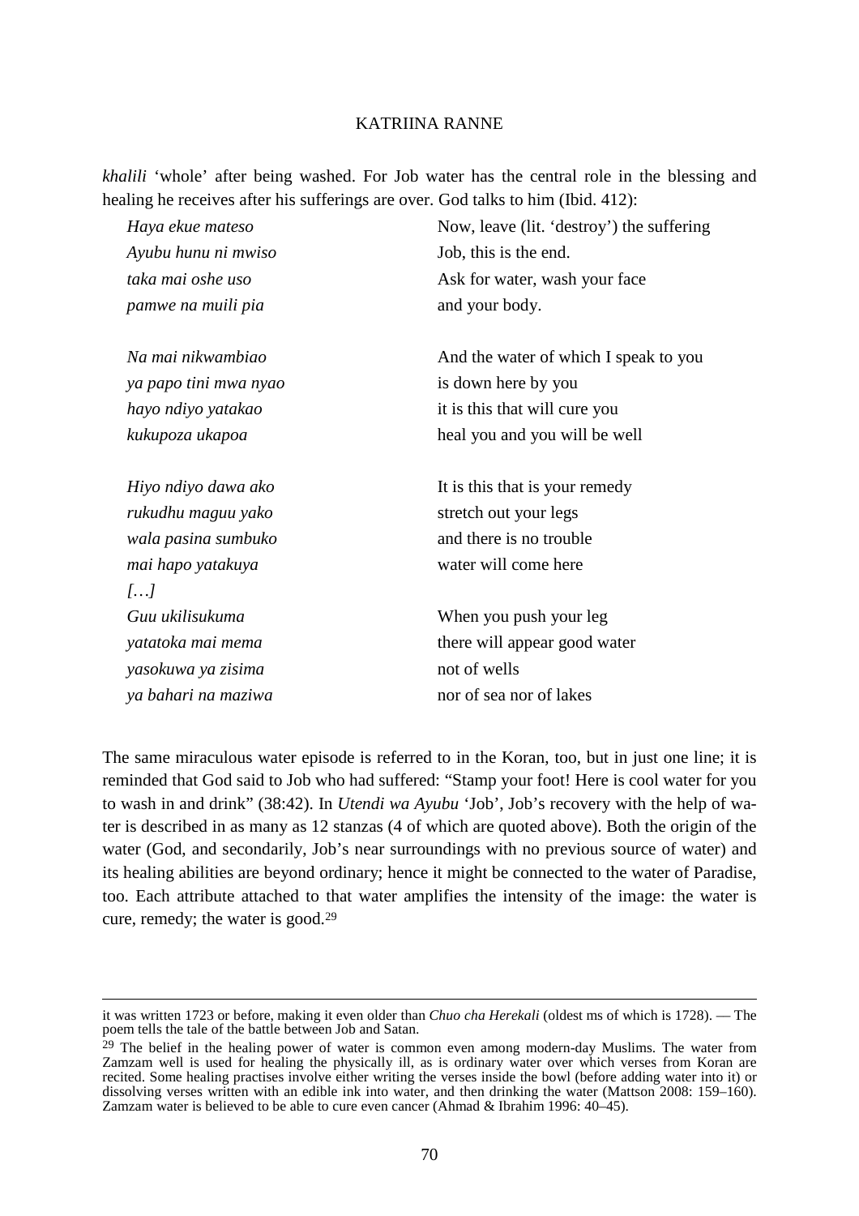*khalili* 'whole' after being washed. For Job water has the central role in the blessing and healing he receives after his sufferings are over. God talks to him (Ibid. 412):

| | |
|---|---|
| *Haya ekue mateso* | Now, leave (lit. 'destroy') the suffering |
| *Ayubu hunu ni mwiso* | Job, this is the end. |
| *taka mai oshe uso* | Ask for water, wash your face |
| *pamwe na muili pia* | and your body. |
| | |
| *Na mai nikwambiao* | And the water of which I speak to you |
| *ya papo tini mwa nyao* | is down here by you |
| *hayo ndiyo yatakao* | it is this that will cure you |
| *kukupoza ukapoa* | heal you and you will be well |
| | |
| *Hiyo ndiyo dawa ako* | It is this that is your remedy |
| *rukudhu maguu yako* | stretch out your legs |
| *wala pasina sumbuko* | and there is no trouble |
| *mai hapo yatakuya* | water will come here |
| *[…]* | |
| *Guu ukilisukuma* | When you push your leg |
| *yatatoka mai mema* | there will appear good water |
| *yasokuwa ya zisima* | not of wells |
| *ya bahari na maziwa* | nor of sea nor of lakes |

The same miraculous water episode is referred to in the Koran, too, but in just one line; it is reminded that God said to Job who had suffered: "Stamp your foot! Here is cool water for you to wash in and drink" (38:42). In *Utendi wa Ayubu* 'Job', Job's recovery with the help of water is described in as many as 12 stanzas (4 of which are quoted above). Both the origin of the water (God, and secondarily, Job's near surroundings with no previous source of water) and its healing abilities are beyond ordinary; hence it might be connected to the water of Paradise, too. Each attribute attached to that water amplifies the intensity of the image: the water is cure, remedy; the water is good.[29]

---

it was written 1723 or before, making it even older than *Chuo cha Herekali* (oldest ms of which is 1728). — The poem tells the tale of the battle between Job and Satan.

[29] The belief in the healing power of water is common even among modern-day Muslims. The water from Zamzam well is used for healing the physically ill, as is ordinary water over which verses from Koran are recited. Some healing practises involve either writing the verses inside the bowl (before adding water into it) or dissolving verses written with an edible ink into water, and then drinking the water (Mattson 2008: 159–160). Zamzam water is believed to be able to cure even cancer (Ahmad & Ibrahim 1996: 40–45).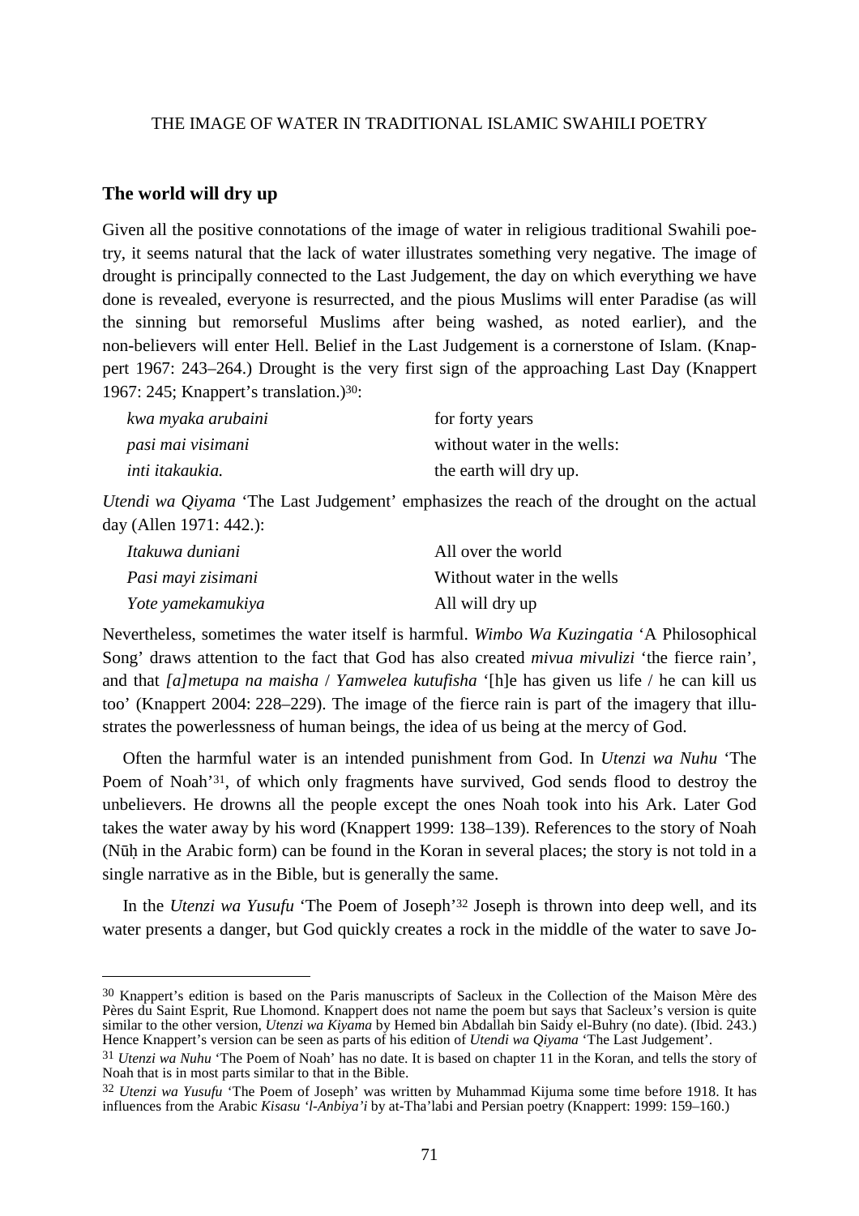## The world will dry up

Given all the positive connotations of the image of water in religious traditional Swahili poetry, it seems natural that the lack of water illustrates something very negative. The image of drought is principally connected to the Last Judgement, the day on which everything we have done is revealed, everyone is resurrected, and the pious Muslims will enter Paradise (as will the sinning but remorseful Muslims after being washed, as noted earlier), and the non-believers will enter Hell. Belief in the Last Judgement is a cornerstone of Islam. (Knappert 1967: 243–264.) Drought is the very first sign of the approaching Last Day (Knappert 1967: 245; Knappert's translation.)[30]:

| | |
|---|---|
| *kwa myaka arubaini* | for forty years |
| *pasi mai visimani* | without water in the wells: |
| *inti itakaukia.* | the earth will dry up. |

*Utendi wa Qiyama* 'The Last Judgement' emphasizes the reach of the drought on the actual day (Allen 1971: 442.):

| | |
|---|---|
| *Itakuwa duniani* | All over the world |
| *Pasi mayi zisimani* | Without water in the wells |
| *Yote yamekamukiya* | All will dry up |

Nevertheless, sometimes the water itself is harmful. *Wimbo Wa Kuzingatia* 'A Philosophical Song' draws attention to the fact that God has also created *mivua mivulizi* 'the fierce rain', and that *[a]metupa na maisha* / *Yamwelea kutufisha* '[h]e has given us life / he can kill us too' (Knappert 2004: 228–229). The image of the fierce rain is part of the imagery that illustrates the powerlessness of human beings, the idea of us being at the mercy of God.

Often the harmful water is an intended punishment from God. In *Utenzi wa Nuhu* 'The Poem of Noah'[31], of which only fragments have survived, God sends flood to destroy the unbelievers. He drowns all the people except the ones Noah took into his Ark. Later God takes the water away by his word (Knappert 1999: 138–139). References to the story of Noah (Nūḥ in the Arabic form) can be found in the Koran in several places; the story is not told in a single narrative as in the Bible, but is generally the same.

In the *Utenzi wa Yusufu* 'The Poem of Joseph'[32] Joseph is thrown into deep well, and its water presents a danger, but God quickly creates a rock in the middle of the water to save Jo-

---

[30] Knappert's edition is based on the Paris manuscripts of Sacleux in the Collection of the Maison Mère des Pères du Saint Esprit, Rue Lhomond. Knappert does not name the poem but says that Sacleux's version is quite similar to the other version, *Utenzi wa Kiyama* by Hemed bin Abdallah bin Saidy el-Buhry (no date). (Ibid. 243.) Hence Knappert's version can be seen as parts of his edition of *Utendi wa Qiyama* 'The Last Judgement'.

[31] *Utenzi wa Nuhu* 'The Poem of Noah' has no date. It is based on chapter 11 in the Koran, and tells the story of Noah that is in most parts similar to that in the Bible.

[32] *Utenzi wa Yusufu* 'The Poem of Joseph' was written by Muhammad Kijuma some time before 1918. It has influences from the Arabic *Kisasu 'l-Anbiya'i* by at-Tha'labi and Persian poetry (Knappert: 1999: 159–160.)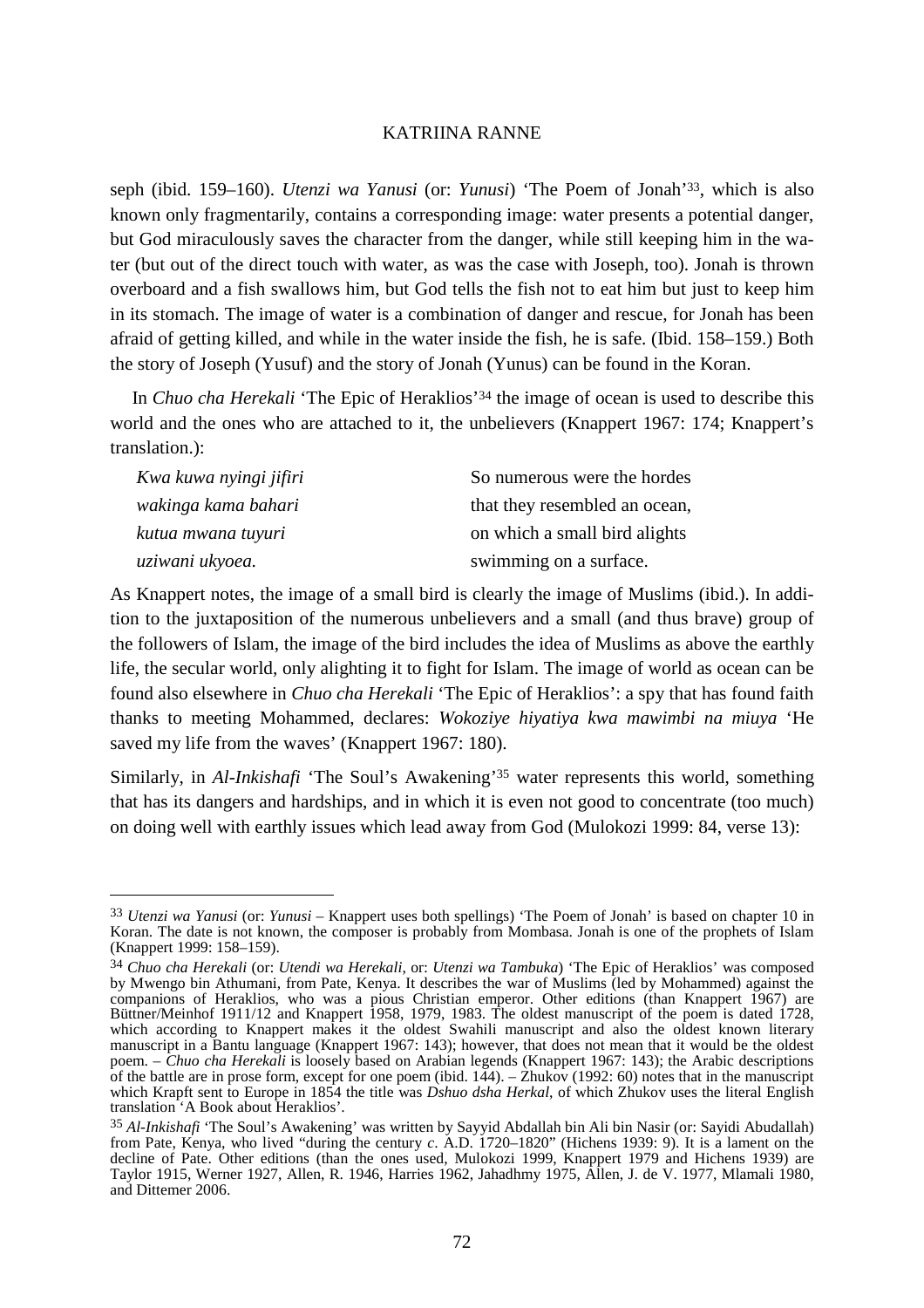seph (ibid. 159–160). *Utenzi wa Yanusi* (or: *Yunusi*) 'The Poem of Jonah'[33], which is also known only fragmentarily, contains a corresponding image: water presents a potential danger, but God miraculously saves the character from the danger, while still keeping him in the water (but out of the direct touch with water, as was the case with Joseph, too). Jonah is thrown overboard and a fish swallows him, but God tells the fish not to eat him but just to keep him in its stomach. The image of water is a combination of danger and rescue, for Jonah has been afraid of getting killed, and while in the water inside the fish, he is safe. (Ibid. 158–159.) Both the story of Joseph (Yusuf) and the story of Jonah (Yunus) can be found in the Koran.

In *Chuo cha Herekali* 'The Epic of Heraklios'[34] the image of ocean is used to describe this world and the ones who are attached to it, the unbelievers (Knappert 1967: 174; Knappert's translation.):

| | |
|---|---|
| *Kwa kuwa nyingi jifiri* | So numerous were the hordes |
| *wakinga kama bahari* | that they resembled an ocean, |
| *kutua mwana tuyuri* | on which a small bird alights |
| *uziwani ukyoea.* | swimming on a surface. |

As Knappert notes, the image of a small bird is clearly the image of Muslims (ibid.). In addition to the juxtaposition of the numerous unbelievers and a small (and thus brave) group of the followers of Islam, the image of the bird includes the idea of Muslims as above the earthly life, the secular world, only alighting it to fight for Islam. The image of world as ocean can be found also elsewhere in *Chuo cha Herekali* 'The Epic of Heraklios': a spy that has found faith thanks to meeting Mohammed, declares: *Wokoziye hiyatiya kwa mawimbi na miuya* 'He saved my life from the waves' (Knappert 1967: 180).

Similarly, in *Al-Inkishafi* 'The Soul's Awakening'[35] water represents this world, something that has its dangers and hardships, and in which it is even not good to concentrate (too much) on doing well with earthly issues which lead away from God (Mulokozi 1999: 84, verse 13):

---

[33] *Utenzi wa Yanusi* (or: *Yunusi* – Knappert uses both spellings) 'The Poem of Jonah' is based on chapter 10 in Koran. The date is not known, the composer is probably from Mombasa. Jonah is one of the prophets of Islam (Knappert 1999: 158–159).

[34] *Chuo cha Herekali* (or: *Utendi wa Herekali*, or: *Utenzi wa Tambuka*) 'The Epic of Heraklios' was composed by Mwengo bin Athumani, from Pate, Kenya. It describes the war of Muslims (led by Mohammed) against the companions of Heraklios, who was a pious Christian emperor. Other editions (than Knappert 1967) are Büttner/Meinhof 1911/12 and Knappert 1958, 1979, 1983. The oldest manuscript of the poem is dated 1728, which according to Knappert makes it the oldest Swahili manuscript and also the oldest known literary manuscript in a Bantu language (Knappert 1967: 143); however, that does not mean that it would be the oldest poem. – *Chuo cha Herekali* is loosely based on Arabian legends (Knappert 1967: 143); the Arabic descriptions of the battle are in prose form, except for one poem (ibid. 144). – Zhukov (1992: 60) notes that in the manuscript which Krapft sent to Europe in 1854 the title was *Dshuo dsha Herkal*, of which Zhukov uses the literal English translation 'A Book about Heraklios'.

[35] *Al-Inkishafi* 'The Soul's Awakening' was written by Sayyid Abdallah bin Ali bin Nasir (or: Sayidi Abudallah) from Pate, Kenya, who lived "during the century *c*. A.D. 1720–1820" (Hichens 1939: 9). It is a lament on the decline of Pate. Other editions (than the ones used, Mulokozi 1999, Knappert 1979 and Hichens 1939) are Taylor 1915, Werner 1927, Allen, R. 1946, Harries 1962, Jahadhmy 1975, Allen, J. de V. 1977, Mlamali 1980, and Dittemer 2006.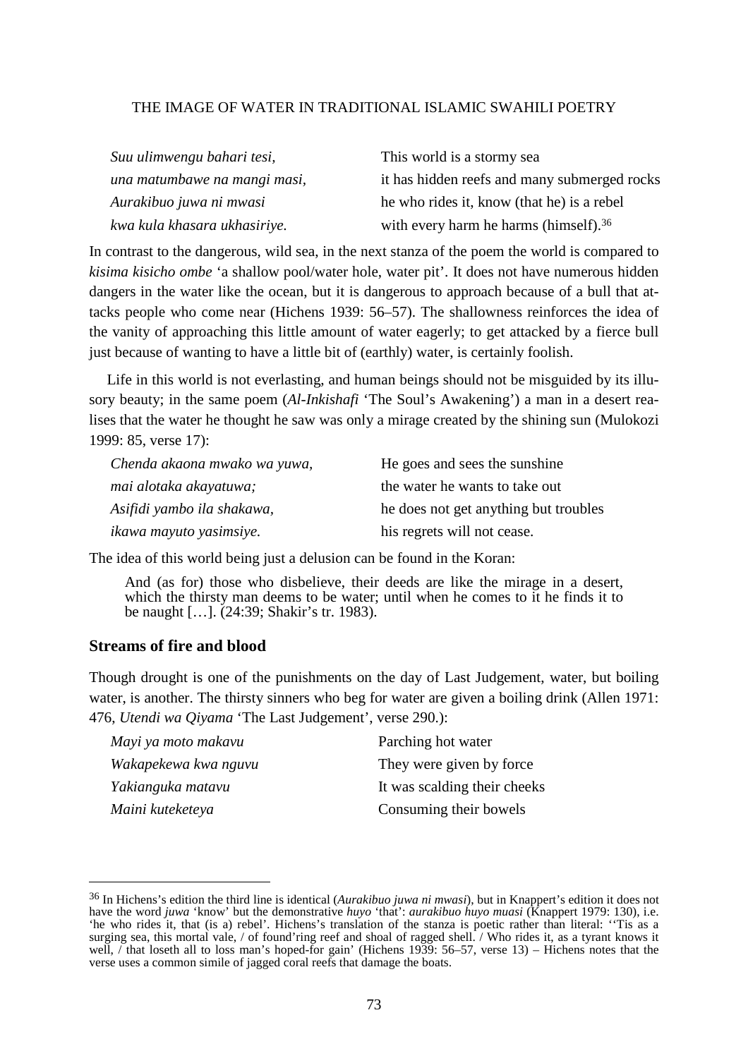| | |
|---|---|
| *Suu ulimwengu bahari tesi,* | This world is a stormy sea |
| *una matumbawe na mangi masi,* | it has hidden reefs and many submerged rocks |
| *Aurakibuo juwa ni mwasi* | he who rides it, know (that he) is a rebel |
| *kwa kula khasara ukhasiriye.* | with every harm he harms (himself).[36] |

In contrast to the dangerous, wild sea, in the next stanza of the poem the world is compared to *kisima kisicho ombe* 'a shallow pool/water hole, water pit'. It does not have numerous hidden dangers in the water like the ocean, but it is dangerous to approach because of a bull that attacks people who come near (Hichens 1939: 56–57). The shallowness reinforces the idea of the vanity of approaching this little amount of water eagerly; to get attacked by a fierce bull just because of wanting to have a little bit of (earthly) water, is certainly foolish.

Life in this world is not everlasting, and human beings should not be misguided by its illusory beauty; in the same poem (*Al-Inkishafi* 'The Soul's Awakening') a man in a desert realises that the water he thought he saw was only a mirage created by the shining sun (Mulokozi 1999: 85, verse 17):

| | |
|---|---|
| *Chenda akaona mwako wa yuwa,* | He goes and sees the sunshine |
| *mai alotaka akayatuwa;* | the water he wants to take out |
| *Asifidi yambo ila shakawa,* | he does not get anything but troubles |
| *ikawa mayuto yasimsiye.* | his regrets will not cease. |

The idea of this world being just a delusion can be found in the Koran:

> And (as for) those who disbelieve, their deeds are like the mirage in a desert, which the thirsty man deems to be water; until when he comes to it he finds it to be naught […]. (24:39; Shakir's tr. 1983).

### Streams of fire and blood

Though drought is one of the punishments on the day of Last Judgement, water, but boiling water, is another. The thirsty sinners who beg for water are given a boiling drink (Allen 1971: 476, *Utendi wa Qiyama* 'The Last Judgement', verse 290.):

| | |
|---|---|
| *Mayi ya moto makavu* | Parching hot water |
| *Wakapekewa kwa nguvu* | They were given by force |
| *Yakianguka matavu* | It was scalding their cheeks |
| *Maini kuteketeya* | Consuming their bowels |

[36] In Hichens's edition the third line is identical (*Aurakibuo juwa ni mwasi*), but in Knappert's edition it does not have the word *juwa* 'know' but the demonstrative *huyo* 'that': *aurakibuo huyo muasi* (Knappert 1979: 130), i.e. 'he who rides it, that (is a) rebel'. Hichens's translation of the stanza is poetic rather than literal: ''Tis as a surging sea, this mortal vale, / of found'ring reef and shoal of ragged shell. / Who rides it, as a tyrant knows it well, / that loseth all to loss man's hoped-for gain' (Hichens 1939: 56–57, verse 13) – Hichens notes that the verse uses a common simile of jagged coral reefs that damage the boats.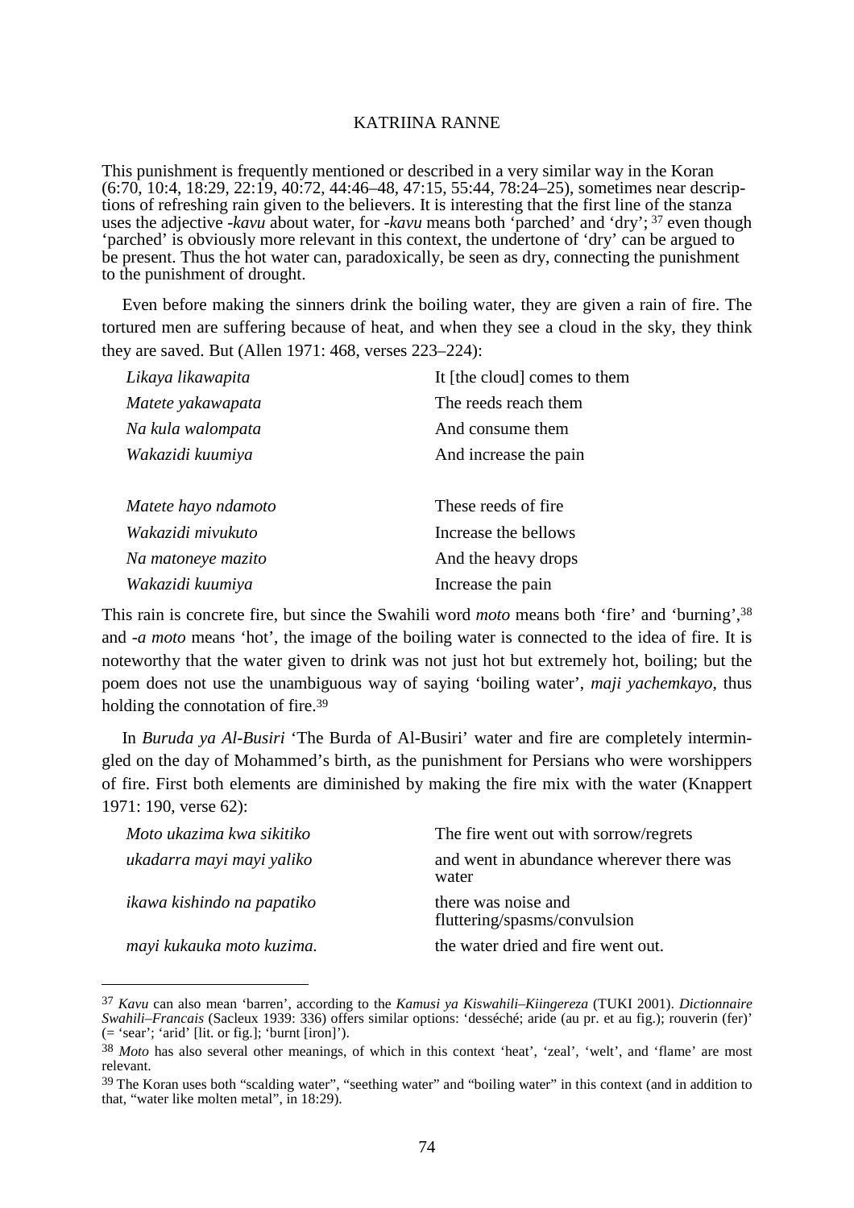This punishment is frequently mentioned or described in a very similar way in the Koran (6:70, 10:4, 18:29, 22:19, 40:72, 44:46–48, 47:15, 55:44, 78:24–25), sometimes near descriptions of refreshing rain given to the believers. It is interesting that the first line of the stanza uses the adjective *-kavu* about water, for *-kavu* means both 'parched' and 'dry'; [37] even though 'parched' is obviously more relevant in this context, the undertone of 'dry' can be argued to be present. Thus the hot water can, paradoxically, be seen as dry, connecting the punishment to the punishment of drought.

Even before making the sinners drink the boiling water, they are given a rain of fire. The tortured men are suffering because of heat, and when they see a cloud in the sky, they think they are saved. But (Allen 1971: 468, verses 223–224):

| | |
|---|---|
| *Likaya likawapita* | It [the cloud] comes to them |
| *Matete yakawapata* | The reeds reach them |
| *Na kula walompata* | And consume them |
| *Wakazidi kuumiya* | And increase the pain |
| | |
| *Matete hayo ndamoto* | These reeds of fire |
| *Wakazidi mivukuto* | Increase the bellows |
| *Na matoneye mazito* | And the heavy drops |
| *Wakazidi kuumiya* | Increase the pain |

This rain is concrete fire, but since the Swahili word *moto* means both 'fire' and 'burning',[38] and *-a moto* means 'hot', the image of the boiling water is connected to the idea of fire. It is noteworthy that the water given to drink was not just hot but extremely hot, boiling; but the poem does not use the unambiguous way of saying 'boiling water', *maji yachemkayo*, thus holding the connotation of fire.[39]

In *Buruda ya Al-Busiri* 'The Burda of Al-Busiri' water and fire are completely intermingled on the day of Mohammed's birth, as the punishment for Persians who were worshippers of fire. First both elements are diminished by making the fire mix with the water (Knappert 1971: 190, verse 62):

| | |
|---|---|
| *Moto ukazima kwa sikitiko* | The fire went out with sorrow/regrets |
| *ukadarra mayi mayi yaliko* | and went in abundance wherever there was water |
| *ikawa kishindo na papatiko* | there was noise and fluttering/spasms/convulsion |
| *mayi kukauka moto kuzima.* | the water dried and fire went out. |

[37] *Kavu* can also mean 'barren', according to the *Kamusi ya Kiswahili–Kiingereza* (TUKI 2001). *Dictionnaire Swahili–Francais* (Sacleux 1939: 336) offers similar options: 'desséché; aride (au pr. et au fig.); rouverin (fer)' (= 'sear'; 'arid' [lit. or fig.]; 'burnt [iron]').

[38] *Moto* has also several other meanings, of which in this context 'heat', 'zeal', 'welt', and 'flame' are most relevant.

[39] The Koran uses both "scalding water", "seething water" and "boiling water" in this context (and in addition to that, "water like molten metal", in 18:29).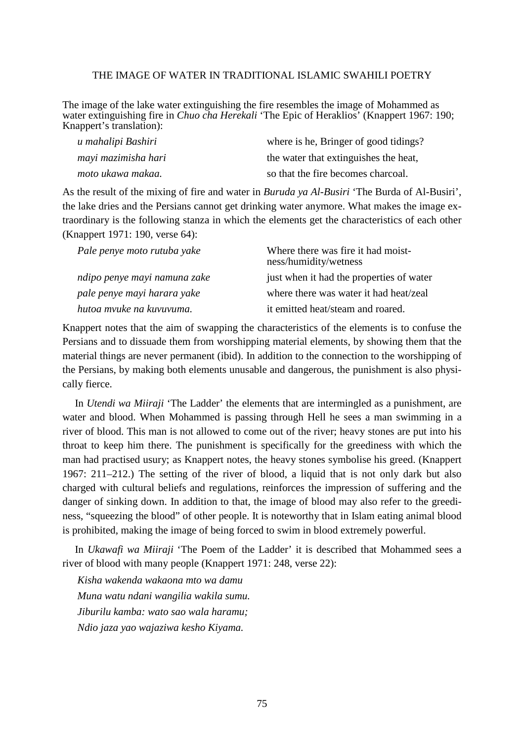The image of the lake water extinguishing the fire resembles the image of Mohammed as water extinguishing fire in *Chuo cha Herekali* 'The Epic of Heraklios' (Knappert 1967: 190; Knappert's translation):

| | |
|---|---|
| *u mahalipi Bashiri* | where is he, Bringer of good tidings? |
| *mayi mazimisha hari* | the water that extinguishes the heat, |
| *moto ukawa makaa.* | so that the fire becomes charcoal. |

As the result of the mixing of fire and water in *Buruda ya Al-Busiri* 'The Burda of Al-Busiri', the lake dries and the Persians cannot get drinking water anymore. What makes the image extraordinary is the following stanza in which the elements get the characteristics of each other (Knappert 1971: 190, verse 64):

| | |
|---|---|
| *Pale penye moto rutuba yake* | Where there was fire it had moistness/humidity/wetness |
| *ndipo penye mayi namuna zake* | just when it had the properties of water |
| *pale penye mayi harara yake* | where there was water it had heat/zeal |
| *hutoa mvuke na kuvuvuma.* | it emitted heat/steam and roared. |

Knappert notes that the aim of swapping the characteristics of the elements is to confuse the Persians and to dissuade them from worshipping material elements, by showing them that the material things are never permanent (ibid). In addition to the connection to the worshipping of the Persians, by making both elements unusable and dangerous, the punishment is also physically fierce.

In *Utendi wa Miiraji* 'The Ladder' the elements that are intermingled as a punishment, are water and blood. When Mohammed is passing through Hell he sees a man swimming in a river of blood. This man is not allowed to come out of the river; heavy stones are put into his throat to keep him there. The punishment is specifically for the greediness with which the man had practised usury; as Knappert notes, the heavy stones symbolise his greed. (Knappert 1967: 211–212.) The setting of the river of blood, a liquid that is not only dark but also charged with cultural beliefs and regulations, reinforces the impression of suffering and the danger of sinking down. In addition to that, the image of blood may also refer to the greediness, "squeezing the blood" of other people. It is noteworthy that in Islam eating animal blood is prohibited, making the image of being forced to swim in blood extremely powerful.

In *Ukawafi wa Miiraji* 'The Poem of the Ladder' it is described that Mohammed sees a river of blood with many people (Knappert 1971: 248, verse 22):

*Kisha wakenda wakaona mto wa damu*
*Muna watu ndani wangilia wakila sumu.*
*Jiburilu kamba: wato sao wala haramu;*
*Ndio jaza yao wajaziwa kesho Kiyama.*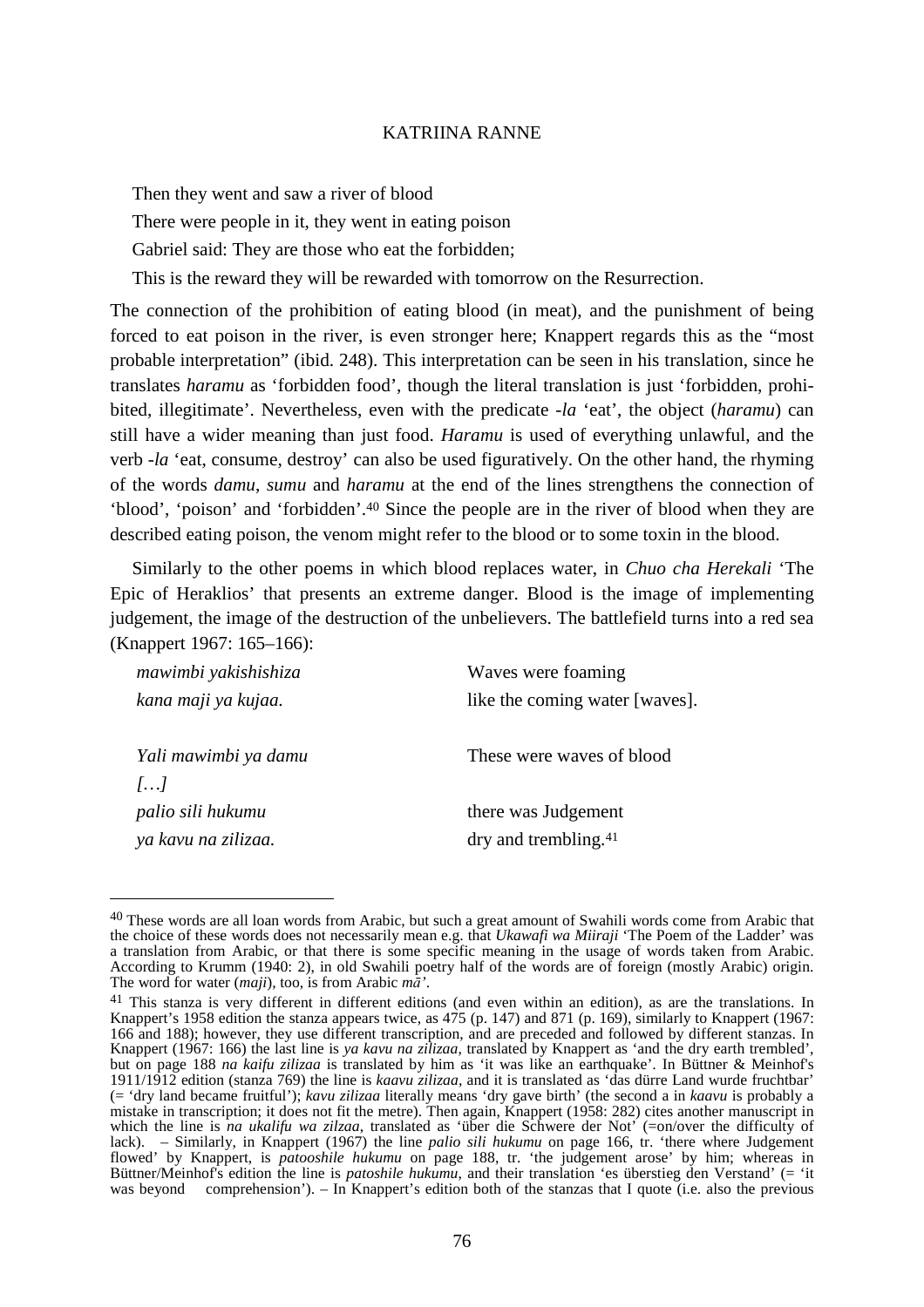Then they went and saw a river of blood

There were people in it, they went in eating poison

Gabriel said: They are those who eat the forbidden;

This is the reward they will be rewarded with tomorrow on the Resurrection.

The connection of the prohibition of eating blood (in meat), and the punishment of being forced to eat poison in the river, is even stronger here; Knappert regards this as the "most probable interpretation" (ibid. 248). This interpretation can be seen in his translation, since he translates *haramu* as 'forbidden food', though the literal translation is just 'forbidden, prohibited, illegitimate'. Nevertheless, even with the predicate *-la* 'eat', the object (*haramu*) can still have a wider meaning than just food. *Haramu* is used of everything unlawful, and the verb *-la* 'eat, consume, destroy' can also be used figuratively. On the other hand, the rhyming of the words *damu*, *sumu* and *haramu* at the end of the lines strengthens the connection of 'blood', 'poison' and 'forbidden'.[40] Since the people are in the river of blood when they are described eating poison, the venom might refer to the blood or to some toxin in the blood.

Similarly to the other poems in which blood replaces water, in *Chuo cha Herekali* 'The Epic of Heraklios' that presents an extreme danger. Blood is the image of implementing judgement, the image of the destruction of the unbelievers. The battlefield turns into a red sea (Knappert 1967: 165–166):

| | |
|---|---|
| *mawimbi yakishishiza* | Waves were foaming |
| *kana maji ya kujaa.* | like the coming water [waves]. |
| | |
| *Yali mawimbi ya damu* | These were waves of blood |
| *[…]* | |
| *palio sili hukumu* | there was Judgement |
| *ya kavu na zilizaa.* | dry and trembling.[41] |

[40] These words are all loan words from Arabic, but such a great amount of Swahili words come from Arabic that the choice of these words does not necessarily mean e.g. that *Ukawafi wa Miiraji* 'The Poem of the Ladder' was a translation from Arabic, or that there is some specific meaning in the usage of words taken from Arabic. According to Krumm (1940: 2), in old Swahili poetry half of the words are of foreign (mostly Arabic) origin. The word for water (*maji*), too, is from Arabic *mā'*.

[41] This stanza is very different in different editions (and even within an edition), as are the translations. In Knappert's 1958 edition the stanza appears twice, as 475 (p. 147) and 871 (p. 169), similarly to Knappert (1967: 166 and 188); however, they use different transcription, and are preceded and followed by different stanzas. In Knappert (1967: 166) the last line is *ya kavu na zilizaa*, translated by Knappert as 'and the dry earth trembled', but on page 188 *na kaifu zilizaa* is translated by him as 'it was like an earthquake'. In Büttner & Meinhof's 1911/1912 edition (stanza 769) the line is *kaavu zilizaa*, and it is translated as 'das dürre Land wurde fruchtbar' (= 'dry land became fruitful'); *kavu zilizaa* literally means 'dry gave birth' (the second a in *kaavu* is probably a mistake in transcription; it does not fit the metre). Then again, Knappert (1958: 282) cites another manuscript in which the line is *na ukalifu wa zilzaa*, translated as 'über die Schwere der Not' (=on/over the difficulty of lack). – Similarly, in Knappert (1967) the line *palio sili hukumu* on page 166, tr. 'there where Judgement flowed' by Knappert, is *patooshile hukumu* on page 188, tr. 'the judgement arose' by him; whereas in Büttner/Meinhof's edition the line is *patoshile hukumu*, and their translation 'es überstieg den Verstand' (= 'it was beyond comprehension'). – In Knappert's edition both of the stanzas that I quote (i.e. also the previous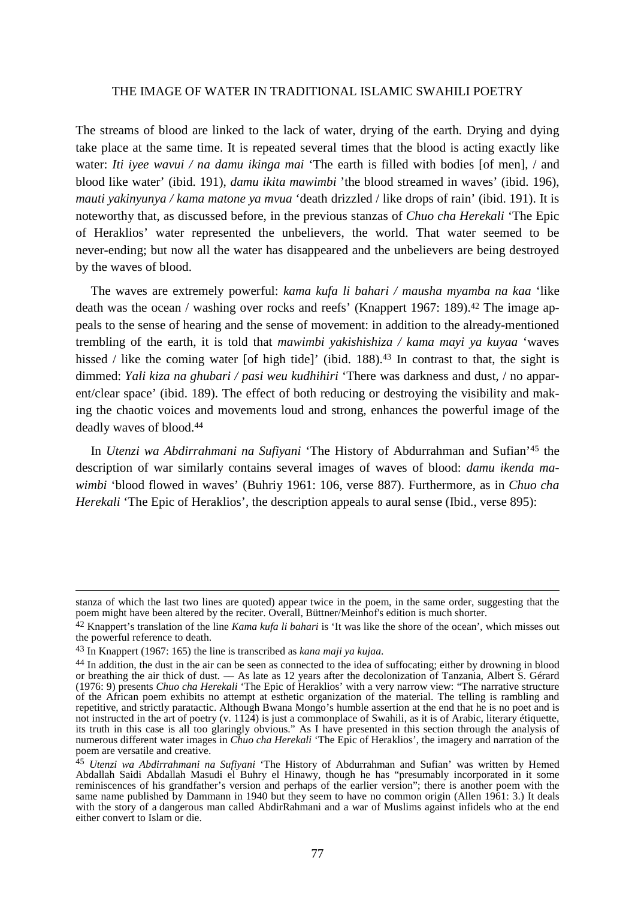The streams of blood are linked to the lack of water, drying of the earth. Drying and dying take place at the same time. It is repeated several times that the blood is acting exactly like water: *Iti iyee wavui / na damu ikinga mai* 'The earth is filled with bodies [of men], / and blood like water' (ibid. 191), *damu ikita mawimbi* 'the blood streamed in waves' (ibid. 196), *mauti yakinyunya / kama matone ya mvua* 'death drizzled / like drops of rain' (ibid. 191). It is noteworthy that, as discussed before, in the previous stanzas of *Chuo cha Herekali* 'The Epic of Heraklios' water represented the unbelievers, the world. That water seemed to be never-ending; but now all the water has disappeared and the unbelievers are being destroyed by the waves of blood.

The waves are extremely powerful: *kama kufa li bahari / mausha myamba na kaa* 'like death was the ocean / washing over rocks and reefs' (Knappert 1967: 189).[42] The image appeals to the sense of hearing and the sense of movement: in addition to the already-mentioned trembling of the earth, it is told that *mawimbi yakishishiza / kama mayi ya kuyaa* 'waves hissed / like the coming water [of high tide]' (ibid. 188).[43] In contrast to that, the sight is dimmed: *Yali kiza na ghubari / pasi weu kudhihiri* 'There was darkness and dust, / no apparent/clear space' (ibid. 189). The effect of both reducing or destroying the visibility and making the chaotic voices and movements loud and strong, enhances the powerful image of the deadly waves of blood.[44]

In *Utenzi wa Abdirrahmani na Sufiyani* 'The History of Abdurrahman and Sufian'[45] the description of war similarly contains several images of waves of blood: *damu ikenda mawimbi* 'blood flowed in waves' (Buhriy 1961: 106, verse 887). Furthermore, as in *Chuo cha Herekali* 'The Epic of Heraklios', the description appeals to aural sense (Ibid., verse 895):

---

stanza of which the last two lines are quoted) appear twice in the poem, in the same order, suggesting that the poem might have been altered by the reciter. Overall, Büttner/Meinhof's edition is much shorter.

[42] Knappert's translation of the line *Kama kufa li bahari* is 'It was like the shore of the ocean', which misses out the powerful reference to death.

[43] In Knappert (1967: 165) the line is transcribed as *kana maji ya kujaa*.

[44] In addition, the dust in the air can be seen as connected to the idea of suffocating; either by drowning in blood or breathing the air thick of dust. — As late as 12 years after the decolonization of Tanzania, Albert S. Gérard (1976: 9) presents *Chuo cha Herekali* 'The Epic of Heraklios' with a very narrow view: "The narrative structure of the African poem exhibits no attempt at esthetic organization of the material. The telling is rambling and repetitive, and strictly paratactic. Although Bwana Mongo's humble assertion at the end that he is no poet and is not instructed in the art of poetry (v. 1124) is just a commonplace of Swahili, as it is of Arabic, literary étiquette, its truth in this case is all too glaringly obvious." As I have presented in this section through the analysis of numerous different water images in *Chuo cha Herekali* 'The Epic of Heraklios', the imagery and narration of the poem are versatile and creative.

[45] *Utenzi wa Abdirrahmani na Sufiyani* 'The History of Abdurrahman and Sufian' was written by Hemed Abdallah Saidi Abdallah Masudi el Buhry el Hinawy, though he has "presumably incorporated in it some reminiscences of his grandfather's version and perhaps of the earlier version"; there is another poem with the same name published by Dammann in 1940 but they seem to have no common origin (Allen 1961: 3.) It deals with the story of a dangerous man called AbdirRahmani and a war of Muslims against infidels who at the end either convert to Islam or die.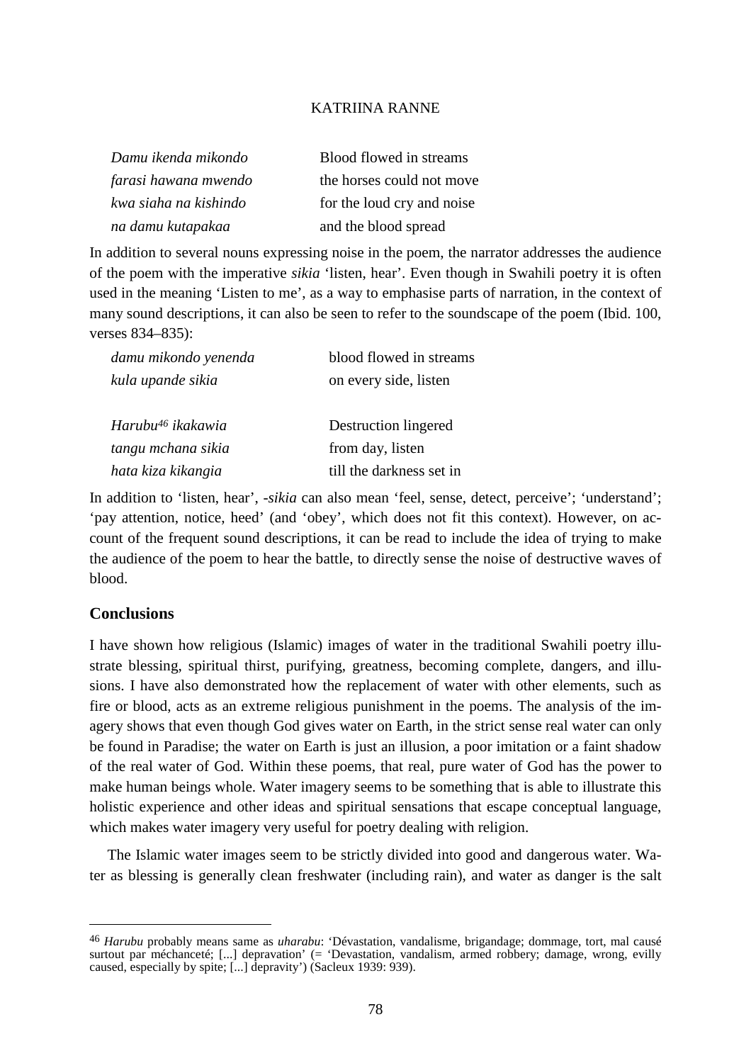| | |
|---|---|
| *Damu ikenda mikondo* | Blood flowed in streams |
| *farasi hawana mwendo* | the horses could not move |
| *kwa siaha na kishindo* | for the loud cry and noise |
| *na damu kutapakaa* | and the blood spread |

In addition to several nouns expressing noise in the poem, the narrator addresses the audience of the poem with the imperative *sikia* 'listen, hear'. Even though in Swahili poetry it is often used in the meaning 'Listen to me', as a way to emphasise parts of narration, in the context of many sound descriptions, it can also be seen to refer to the soundscape of the poem (Ibid. 100, verses 834–835):

| | |
|---|---|
| *damu mikondo yenenda* | blood flowed in streams |
| *kula upande sikia* | on every side, listen |
| | |
| *Harubu*[46] *ikakawia* | Destruction lingered |
| *tangu mchana sikia* | from day, listen |
| *hata kiza kikangia* | till the darkness set in |

In addition to 'listen, hear', *-sikia* can also mean 'feel, sense, detect, perceive'; 'understand'; 'pay attention, notice, heed' (and 'obey', which does not fit this context). However, on account of the frequent sound descriptions, it can be read to include the idea of trying to make the audience of the poem to hear the battle, to directly sense the noise of destructive waves of blood.

## Conclusions

I have shown how religious (Islamic) images of water in the traditional Swahili poetry illustrate blessing, spiritual thirst, purifying, greatness, becoming complete, dangers, and illusions. I have also demonstrated how the replacement of water with other elements, such as fire or blood, acts as an extreme religious punishment in the poems. The analysis of the imagery shows that even though God gives water on Earth, in the strict sense real water can only be found in Paradise; the water on Earth is just an illusion, a poor imitation or a faint shadow of the real water of God. Within these poems, that real, pure water of God has the power to make human beings whole. Water imagery seems to be something that is able to illustrate this holistic experience and other ideas and spiritual sensations that escape conceptual language, which makes water imagery very useful for poetry dealing with religion.

The Islamic water images seem to be strictly divided into good and dangerous water. Water as blessing is generally clean freshwater (including rain), and water as danger is the salt

[46] *Harubu* probably means same as *uharabu*: 'Dévastation, vandalisme, brigandage; dommage, tort, mal causé surtout par méchanceté; [...] depravation' (= 'Devastation, vandalism, armed robbery; damage, wrong, evilly caused, especially by spite; [...] depravity') (Sacleux 1939: 939).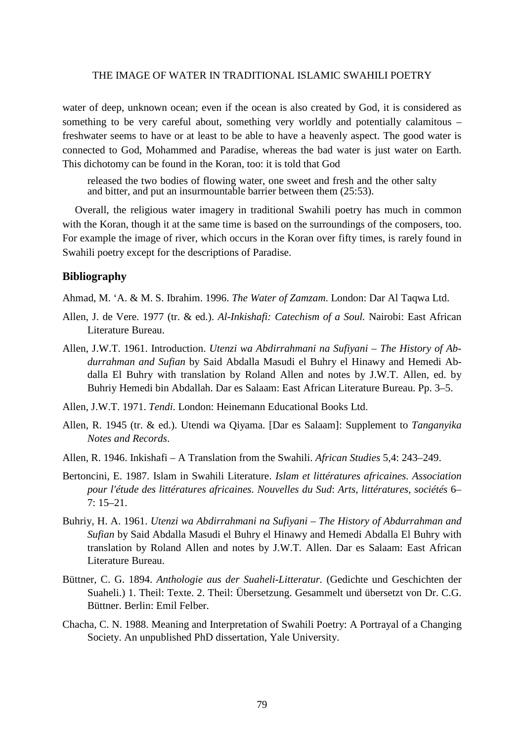water of deep, unknown ocean; even if the ocean is also created by God, it is considered as something to be very careful about, something very worldly and potentially calamitous – freshwater seems to have or at least to be able to have a heavenly aspect. The good water is connected to God, Mohammed and Paradise, whereas the bad water is just water on Earth. This dichotomy can be found in the Koran, too: it is told that God

> released the two bodies of flowing water, one sweet and fresh and the other salty and bitter, and put an insurmountable barrier between them (25:53).

Overall, the religious water imagery in traditional Swahili poetry has much in common with the Koran, though it at the same time is based on the surroundings of the composers, too. For example the image of river, which occurs in the Koran over fifty times, is rarely found in Swahili poetry except for the descriptions of Paradise.

## Bibliography

Ahmad, M. 'A. & M. S. Ibrahim. 1996. *The Water of Zamzam*. London: Dar Al Taqwa Ltd.

Allen, J. de Vere. 1977 (tr. & ed.). *Al-Inkishafi: Catechism of a Soul.* Nairobi: East African Literature Bureau.

Allen, J.W.T. 1961. Introduction. *Utenzi wa Abdirrahmani na Sufiyani – The History of Abdurrahman and Sufian* by Said Abdalla Masudi el Buhry el Hinawy and Hemedi Abdalla El Buhry with translation by Roland Allen and notes by J.W.T. Allen, ed. by Buhriy Hemedi bin Abdallah. Dar es Salaam: East African Literature Bureau. Pp. 3–5.

Allen, J.W.T. 1971. *Tendi.* London: Heinemann Educational Books Ltd.

Allen, R. 1945 (tr. & ed.). Utendi wa Qiyama. [Dar es Salaam]: Supplement to *Tanganyika Notes and Records*.

Allen, R. 1946. Inkishafi – A Translation from the Swahili. *African Studies* 5,4: 243–249.

Bertoncini, E. 1987. Islam in Swahili Literature. *Islam et littératures africaines. Association pour l'étude des littératures africaines. Nouvelles du Sud*: *Arts, littératures, sociétés* 6–7: 15–21.

Buhriy, H. A. 1961. *Utenzi wa Abdirrahmani na Sufiyani – The History of Abdurrahman and Sufian* by Said Abdalla Masudi el Buhry el Hinawy and Hemedi Abdalla El Buhry with translation by Roland Allen and notes by J.W.T. Allen. Dar es Salaam: East African Literature Bureau.

Büttner, C. G. 1894. *Anthologie aus der Suaheli-Litteratur.* (Gedichte und Geschichten der Suaheli.) 1. Theil: Texte. 2. Theil: Übersetzung. Gesammelt und übersetzt von Dr. C.G. Büttner. Berlin: Emil Felber.

Chacha, C. N. 1988. Meaning and Interpretation of Swahili Poetry: A Portrayal of a Changing Society. An unpublished PhD dissertation, Yale University.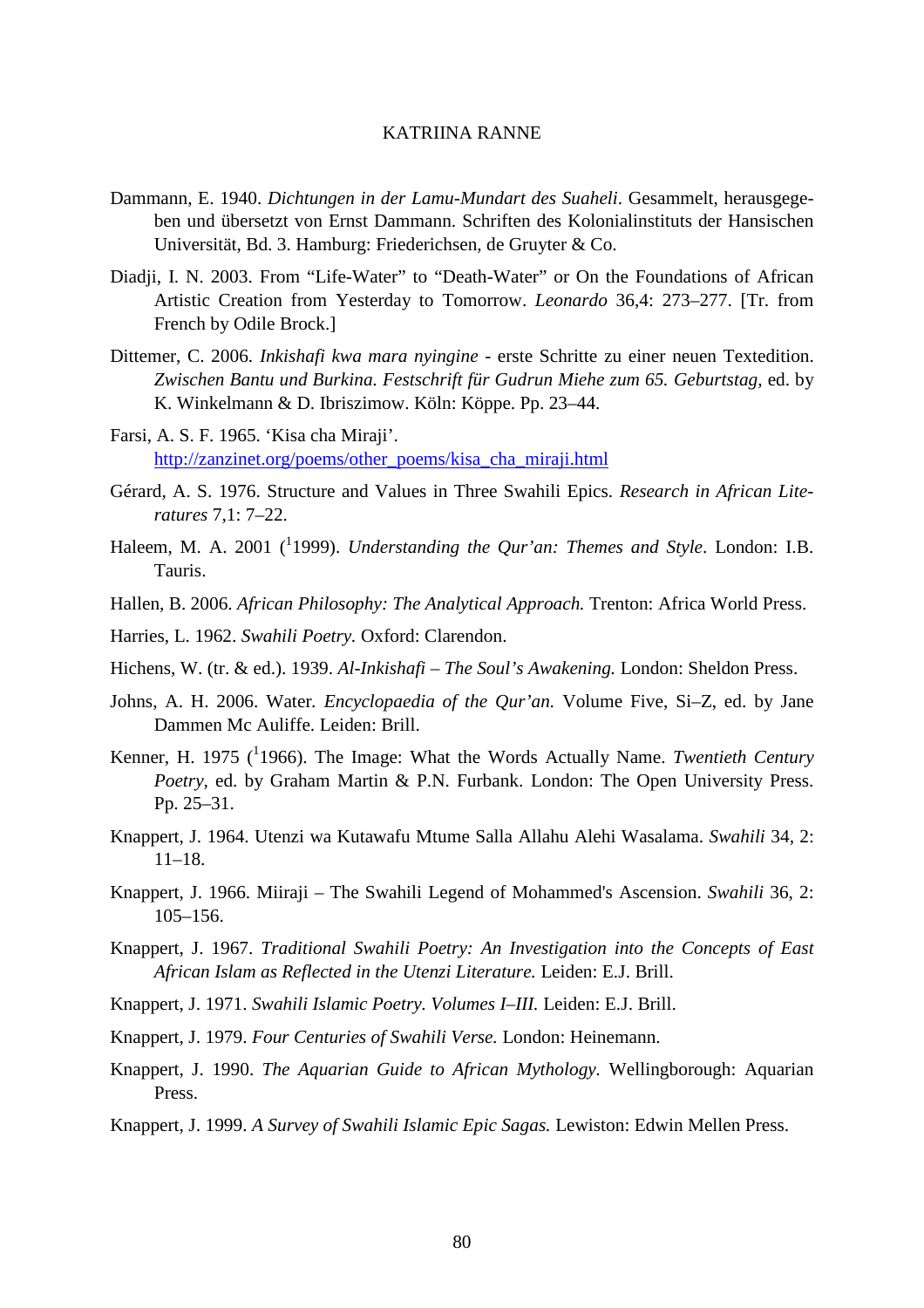Dammann, E. 1940. *Dichtungen in der Lamu-Mundart des Suaheli*. Gesammelt, herausgegeben und übersetzt von Ernst Dammann. Schriften des Kolonialinstituts der Hansischen Universität, Bd. 3. Hamburg: Friederichsen, de Gruyter & Co.

Diadji, I. N. 2003. From “Life-Water” to “Death-Water” or On the Foundations of African Artistic Creation from Yesterday to Tomorrow. *Leonardo* 36,4: 273–277. [Tr. from French by Odile Brock.]

Dittemer, C. 2006. *Inkishafi kwa mara nyingine* - erste Schritte zu einer neuen Textedition. *Zwischen Bantu und Burkina. Festschrift für Gudrun Miehe zum 65. Geburtstag*, ed. by K. Winkelmann & D. Ibriszimow. Köln: Köppe. Pp. 23–44.

Farsi, A. S. F. 1965. ‘Kisa cha Miraji’. http://zanzinet.org/poems/other_poems/kisa_cha_miraji.html

Gérard, A. S. 1976. Structure and Values in Three Swahili Epics. *Research in African Literatures* 7,1: 7–22.

Haleem, M. A. 2001 ([1]1999). *Understanding the Qur’an: Themes and Style*. London: I.B. Tauris.

Hallen, B. 2006. *African Philosophy: The Analytical Approach.* Trenton: Africa World Press.

Harries, L. 1962. *Swahili Poetry.* Oxford: Clarendon.

Hichens, W. (tr. & ed.). 1939. *Al-Inkishafi – The Soul’s Awakening.* London: Sheldon Press.

Johns, A. H. 2006. Water. *Encyclopaedia of the Qur’an.* Volume Five, Si–Z, ed. by Jane Dammen Mc Auliffe. Leiden: Brill.

Kenner, H. 1975 ([1]1966). The Image: What the Words Actually Name. *Twentieth Century Poetry*, ed. by Graham Martin & P.N. Furbank. London: The Open University Press. Pp. 25–31.

Knappert, J. 1964. Utenzi wa Kutawafu Mtume Salla Allahu Alehi Wasalama. *Swahili* 34, 2: 11–18.

Knappert, J. 1966. Miiraji – The Swahili Legend of Mohammed's Ascension. *Swahili* 36, 2: 105–156.

Knappert, J. 1967. *Traditional Swahili Poetry: An Investigation into the Concepts of East African Islam as Reflected in the Utenzi Literature.* Leiden: E.J. Brill.

Knappert, J. 1971. *Swahili Islamic Poetry. Volumes I–III.* Leiden: E.J. Brill.

Knappert, J. 1979. *Four Centuries of Swahili Verse.* London: Heinemann.

Knappert, J. 1990. *The Aquarian Guide to African Mythology.* Wellingborough: Aquarian Press.

Knappert, J. 1999. *A Survey of Swahili Islamic Epic Sagas.* Lewiston: Edwin Mellen Press.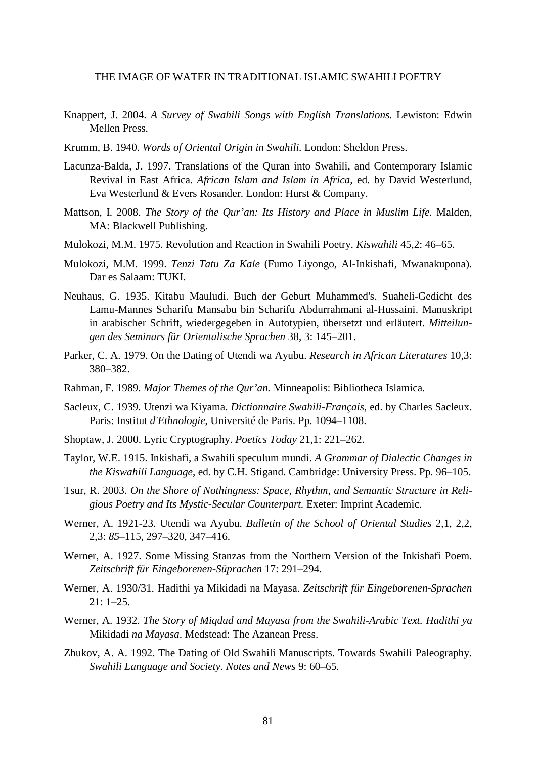Knappert, J. 2004. *A Survey of Swahili Songs with English Translations.* Lewiston: Edwin Mellen Press.

Krumm, B. 1940. *Words of Oriental Origin in Swahili.* London: Sheldon Press.

Lacunza-Balda, J. 1997. Translations of the Quran into Swahili, and Contemporary Islamic Revival in East Africa. *African Islam and Islam in Africa*, ed. by David Westerlund, Eva Westerlund & Evers Rosander. London: Hurst & Company.

Mattson, I. 2008. *The Story of the Qur'an: Its History and Place in Muslim Life.* Malden, MA: Blackwell Publishing.

Mulokozi, M.M. 1975. Revolution and Reaction in Swahili Poetry. *Kiswahili* 45,2: 46–65.

Mulokozi, M.M. 1999. *Tenzi Tatu Za Kale* (Fumo Liyongo, Al-Inkishafi, Mwanakupona). Dar es Salaam: TUKI.

Neuhaus, G. 1935. Kitabu Mauludi. Buch der Geburt Muhammed's. Suaheli-Gedicht des Lamu-Mannes Scharifu Mansabu bin Scharifu Abdurrahmani al-Hussaini. Manuskript in arabischer Schrift, wiedergegeben in Autotypien, übersetzt und erläutert. *Mitteilungen des Seminars für Orientalische Sprachen* 38, 3: 145–201.

Parker, C. A. 1979. On the Dating of Utendi wa Ayubu. *Research in African Literatures* 10,3: 380–382.

Rahman, F. 1989. *Major Themes of the Qur'an.* Minneapolis: Bibliotheca Islamica.

Sacleux, C. 1939. Utenzi wa Kiyama. *Dictionnaire Swahili-Français*, ed. by Charles Sacleux. Paris: Institut *d'Ethnologie*, Université de Paris. Pp. 1094–1108.

Shoptaw, J. 2000. Lyric Cryptography. *Poetics Today* 21,1: 221–262.

Taylor, W.E. 1915. Inkishafi, a Swahili speculum mundi. *A Grammar of Dialectic Changes in the Kiswahili Language*, ed. by C.H. Stigand. Cambridge: University Press. Pp. 96–105.

Tsur, R. 2003. *On the Shore of Nothingness: Space, Rhythm, and Semantic Structure in Religious Poetry and Its Mystic-Secular Counterpart.* Exeter: Imprint Academic.

Werner, A. 1921-23. Utendi wa Ayubu. *Bulletin of the School of Oriental Studies* 2,1, 2,2, 2,3: *85*–115, 297–320, 347–416.

Werner, A. 1927. Some Missing Stanzas from the Northern Version of the Inkishafi Poem. *Zeitschrift für Eingeborenen-Süprachen* 17: 291–294.

Werner, A. 1930/31. Hadithi ya Mikidadi na Mayasa. *Zeitschrift für Eingeborenen-Sprachen* 21: 1–25.

Werner, A. 1932. *The Story of Miqdad and Mayasa from the Swahili-Arabic Text. Hadithi ya* Mikidadi *na Mayasa*. Medstead: The Azanean Press.

Zhukov, A. A. 1992. The Dating of Old Swahili Manuscripts. Towards Swahili Paleography. *Swahili Language and Society. Notes and News* 9: 60–65.